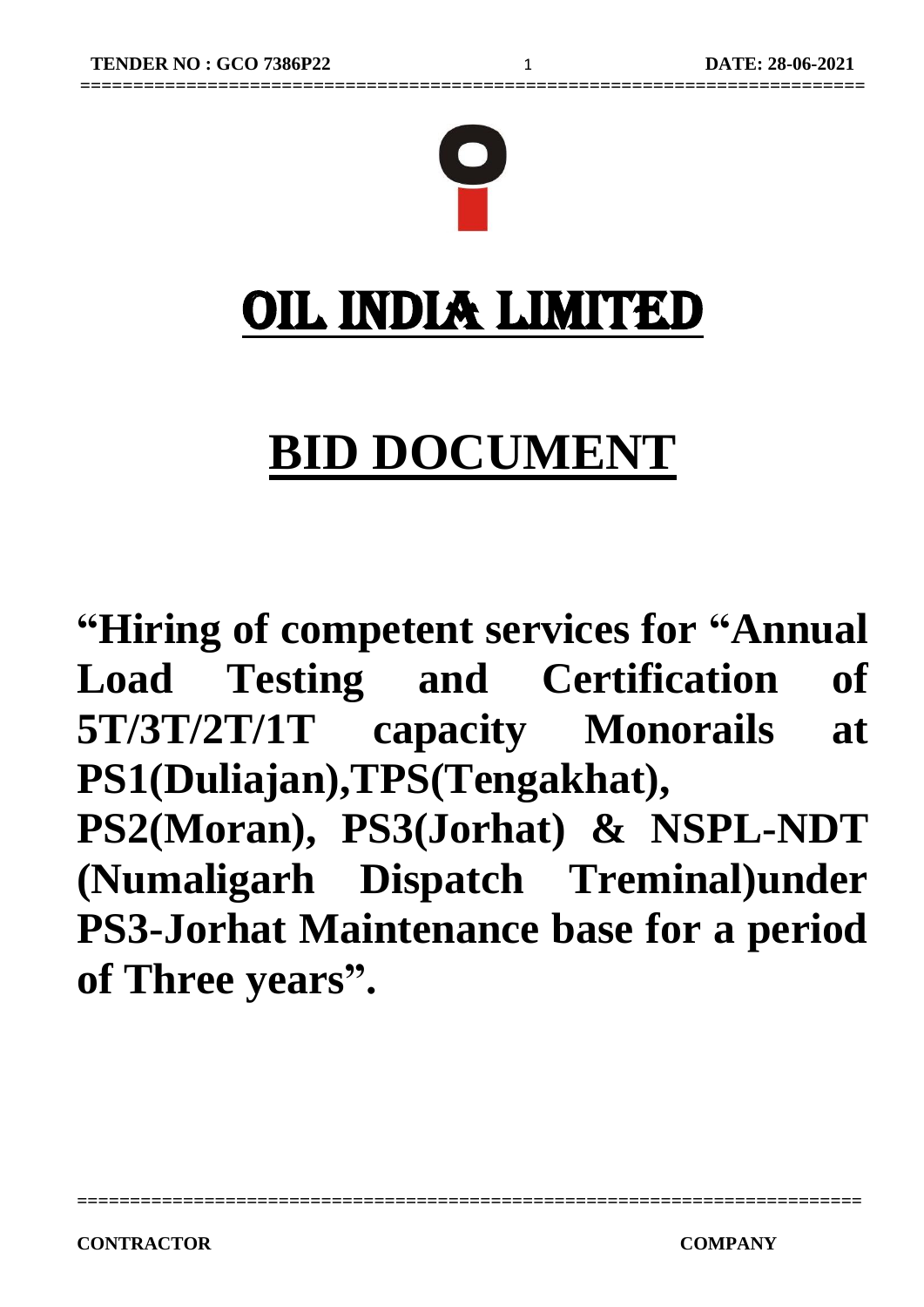# OIL INDIA LIMITED

# BID DOCUMENT

**"Hiring of competent services for "Annual Load Testing and Certification of 5T/3T/2T/1T capacity Monorails at PS1(Duliajan),TPS(Tengakhat), PS2(Moran), PS3(Jorhat) & NSPL-NDT (Numaligarh Dispatch Treminal)under PS3-Jorhat Maintenance base for a period of Three years".**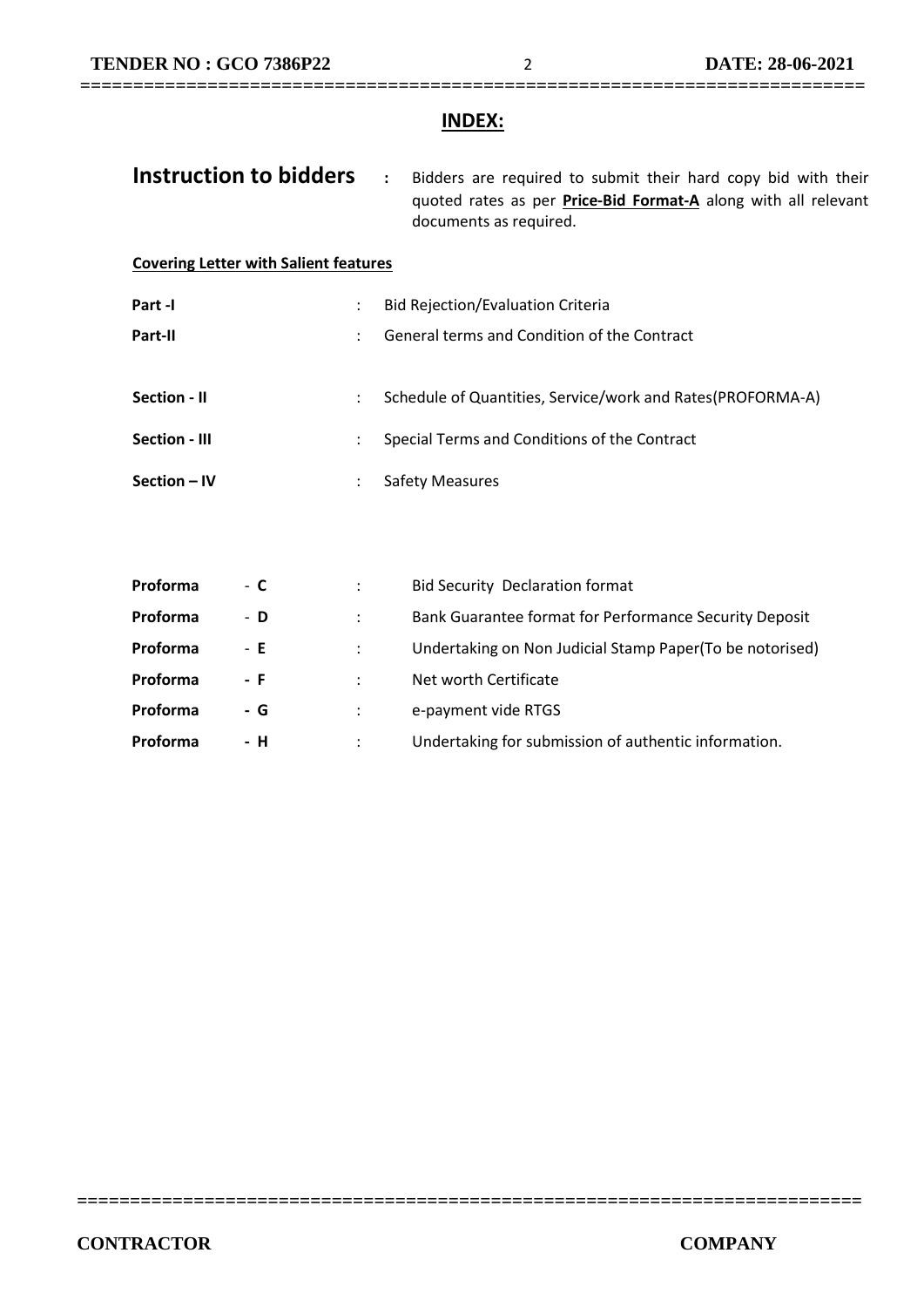## INDEX:

**Instruction to bidders** : Bidders are required to submit their hard copy bid with their quoted rates as per **Price-Bid Format-A** along with all relevant documents as required.

**Covering Letter with Salient features**

| | | |
|---|---|---|
| **Part -I** | : | Bid Rejection/Evaluation Criteria |
| **Part-II** | : | General terms and Condition of the Contract |
| **Section - II** | : | Schedule of Quantities, Service/work and Rates(PROFORMA-A) |
| **Section - III** | : | Special Terms and Conditions of the Contract |
| **Section – IV** | : | Safety Measures |

| | | | |
|---|---|---|---|
| **Proforma** | - **C** | : | Bid Security Declaration format |
| **Proforma** | - **D** | : | Bank Guarantee format for Performance Security Deposit |
| **Proforma** | - **E** | : | Undertaking on Non Judicial Stamp Paper(To be notorised) |
| **Proforma** | **- F** | : | Net worth Certificate |
| **Proforma** | **- G** | : | e-payment vide RTGS |
| **Proforma** | **- H** | : | Undertaking for submission of authentic information. |

**CONTRACTOR** **COMPANY**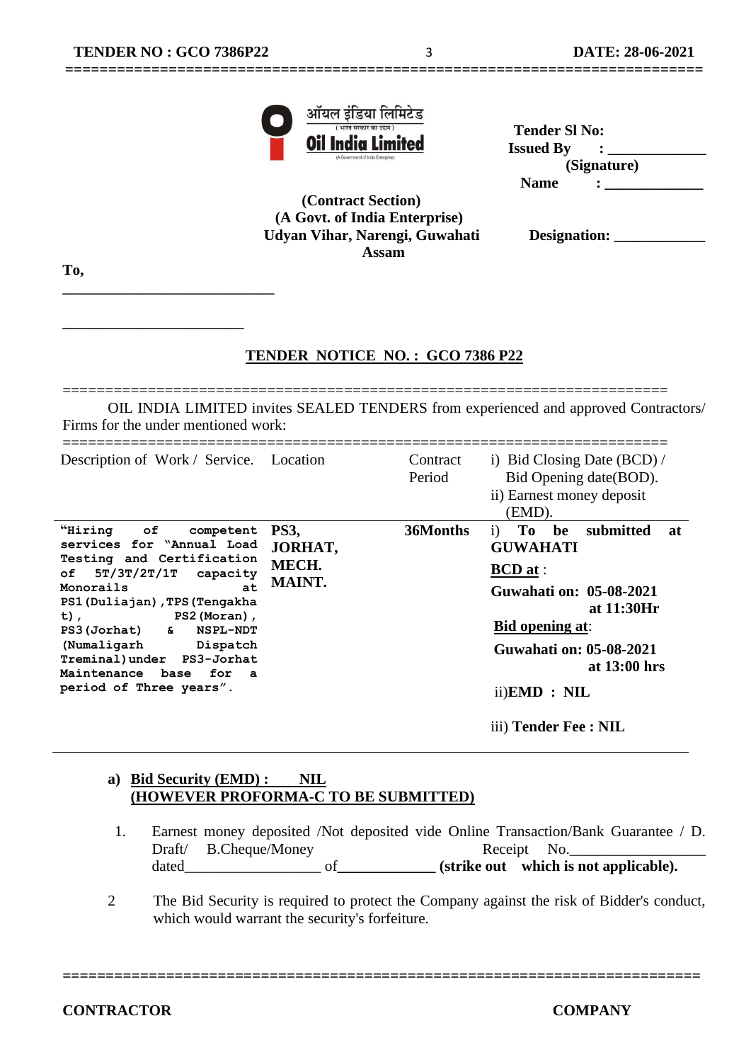ऑयल इंडिया लिमिटेड

Oil India Limited

(Contract Section)
(A Govt. of India Enterprise)
Udyan Vihar, Narengi, Guwahati
Assam

**Tender Sl No:**
**Issued By : ____________**
**(Signature)**
**Name : ____________**

**Designation: ____________**

**To,**

____________________________

________________________

## TENDER NOTICE NO. : GCO 7386 P22

=====================================================================

OIL INDIA LIMITED invites SEALED TENDERS from experienced and approved Contractors/ Firms for the under mentioned work:

| Description of Work / Service. | Location | Contract Period | i) Bid Closing Date (BCD) / Bid Opening date(BOD). ii) Earnest money deposit (EMD). |
|---|---|---|---|
| "Hiring of competent services for "Annual Load Testing and Certification of 5T/3T/2T/1T capacity Monorails at PS1(Duliajan),TPS(Tengakhat), PS2(Moran), PS3(Jorhat) & NSPL-NDT (Numaligarh Dispatch Treminal)under PS3-Jorhat Maintenance base for a period of Three years". | **PS3, JORHAT, MECH. MAINT.** | **36Months** | i) **To be submitted at GUWAHATI** <br> **BCD at** : <br> **Guwahati on: 05-08-2021 at 11:30Hr** <br> **Bid opening at**: <br> **Guwahati on: 05-08-2021 at 13:00 hrs** <br> ii)**EMD : NIL** <br> iii) **Tender Fee : NIL** |

a) **Bid Security (EMD) : NIL**
**(HOWEVER PROFORMA-C TO BE SUBMITTED)**

1. Earnest money deposited /Not deposited vide Online Transaction/Bank Guarantee / D. Draft/ B.Cheque/Money Receipt No.________________ dated________________ of______________ **(strike out which is not applicable).**

2. The Bid Security is required to protect the Company against the risk of Bidder's conduct, which would warrant the security's forfeiture.

=====================================================================

**CONTRACTOR** **COMPANY**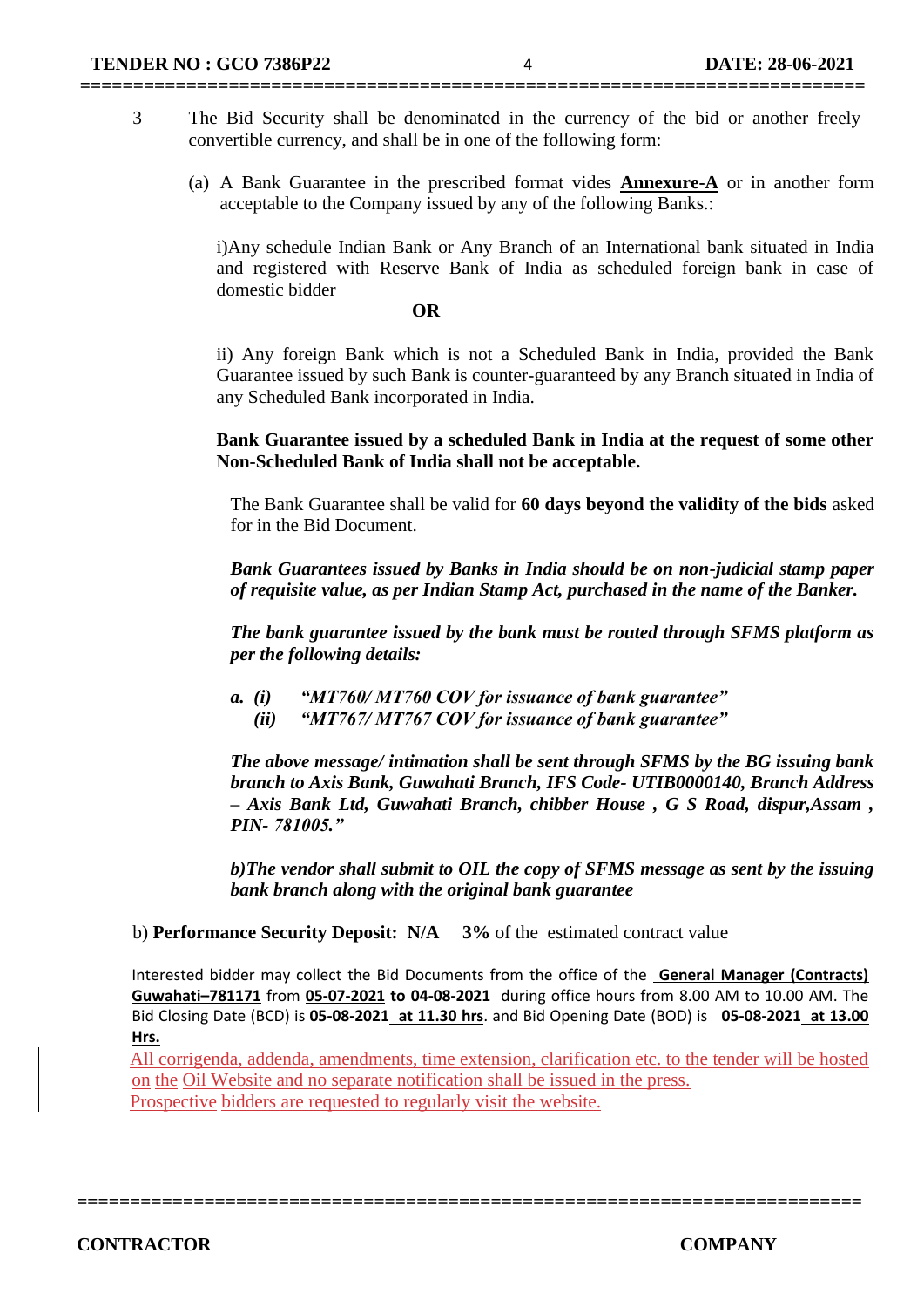3 The Bid Security shall be denominated in the currency of the bid or another freely convertible currency, and shall be in one of the following form:

(a) A Bank Guarantee in the prescribed format vides **Annexure-A** or in another form acceptable to the Company issued by any of the following Banks.:

i)Any schedule Indian Bank or Any Branch of an International bank situated in India and registered with Reserve Bank of India as scheduled foreign bank in case of domestic bidder

**OR**

ii) Any foreign Bank which is not a Scheduled Bank in India, provided the Bank Guarantee issued by such Bank is counter-guaranteed by any Branch situated in India of any Scheduled Bank incorporated in India.

**Bank Guarantee issued by a scheduled Bank in India at the request of some other Non-Scheduled Bank of India shall not be acceptable.**

The Bank Guarantee shall be valid for **60 days beyond the validity of the bids** asked for in the Bid Document.

***Bank Guarantees issued by Banks in India should be on non-judicial stamp paper of requisite value, as per Indian Stamp Act, purchased in the name of the Banker.***

***The bank guarantee issued by the bank must be routed through SFMS platform as per the following details:***

***a. (i) "MT760/ MT760 COV for issuance of bank guarantee"***
***(ii) "MT767/ MT767 COV for issuance of bank guarantee"***

***The above message/ intimation shall be sent through SFMS by the BG issuing bank branch to Axis Bank, Guwahati Branch, IFS Code- UTIB0000140, Branch Address – Axis Bank Ltd, Guwahati Branch, chibber House , G S Road, dispur,Assam , PIN- 781005."***

***b)The vendor shall submit to OIL the copy of SFMS message as sent by the issuing bank branch along with the original bank guarantee***

b) **Performance Security Deposit: N/A** **3%** of the estimated contract value

Interested bidder may collect the Bid Documents from the office of the **General Manager (Contracts) Guwahati–781171** from **05-07-2021 to 04-08-2021** during office hours from 8.00 AM to 10.00 AM. The Bid Closing Date (BCD) is **05-08-2021 at 11.30 hrs**. and Bid Opening Date (BOD) is **05-08-2021 at 13.00 Hrs.**

All corrigenda, addenda, amendments, time extension, clarification etc. to the tender will be hosted on the Oil Website and no separate notification shall be issued in the press. Prospective bidders are requested to regularly visit the website.

**CONTRACTOR** **COMPANY**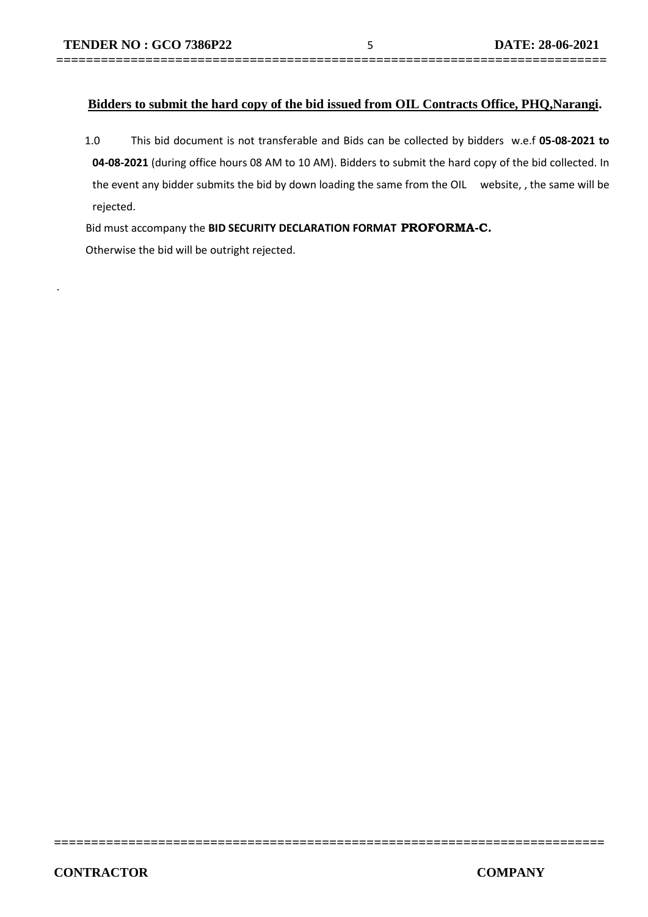**<u>Bidders to submit the hard copy of the bid issued from OIL Contracts Office, PHQ,Narangi</u>.**

1.0 This bid document is not transferable and Bids can be collected by bidders w.e.f **05-08-2021 to 04-08-2021** (during office hours 08 AM to 10 AM). Bidders to submit the hard copy of the bid collected. In the event any bidder submits the bid by down loading the same from the OIL website, , the same will be rejected.

Bid must accompany the **BID SECURITY DECLARATION FORMAT PROFORMA-C.**

Otherwise the bid will be outright rejected.

.

**CONTRACTOR** **COMPANY**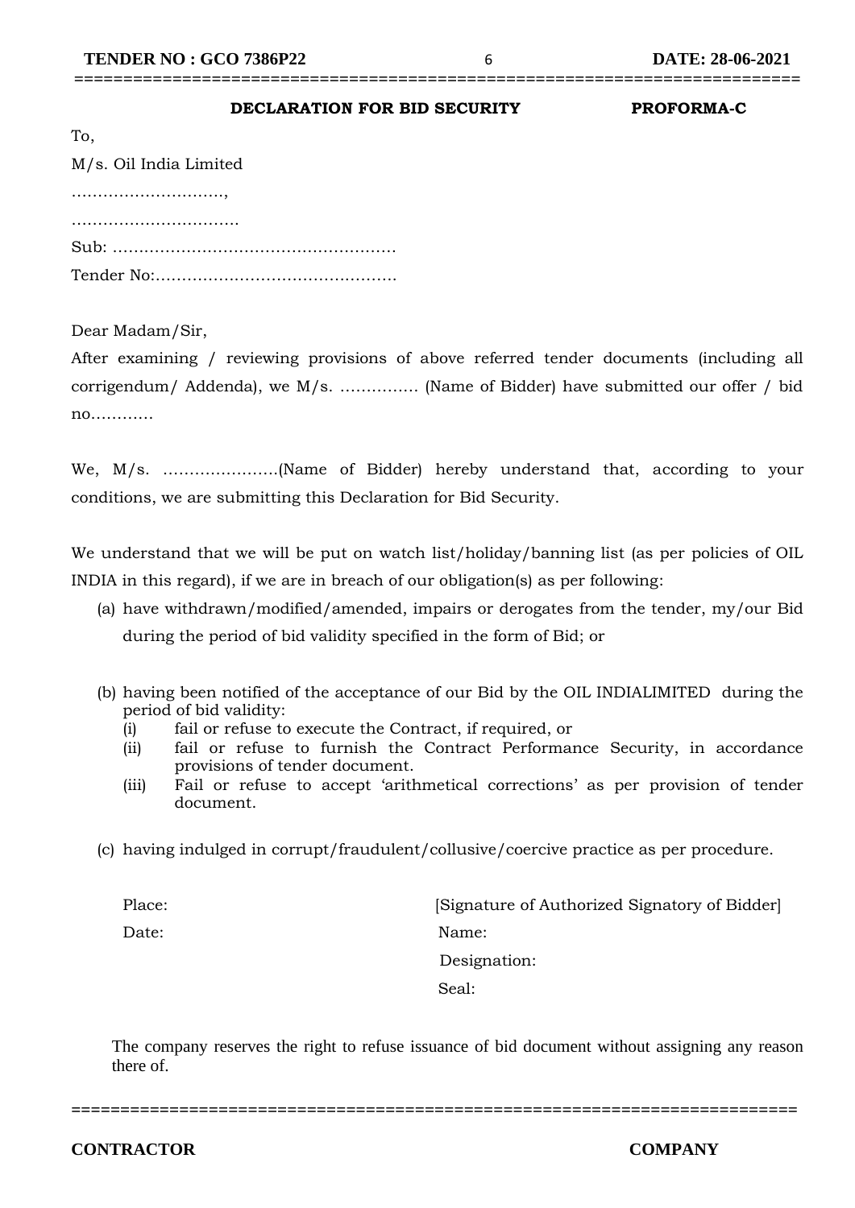**DECLARATION FOR BID SECURITY** **PROFORMA-C**

To,

M/s. Oil India Limited

……………………….,

………………………….

Sub: ………………………………………………

Tender No:………………………………………

Dear Madam/Sir,

After examining / reviewing provisions of above referred tender documents (including all corrigendum/ Addenda), we M/s. …………… (Name of Bidder) have submitted our offer / bid no…………

We, M/s. ………………….(Name of Bidder) hereby understand that, according to your conditions, we are submitting this Declaration for Bid Security.

We understand that we will be put on watch list/holiday/banning list (as per policies of OIL INDIA in this regard), if we are in breach of our obligation(s) as per following:

(a) have withdrawn/modified/amended, impairs or derogates from the tender, my/our Bid during the period of bid validity specified in the form of Bid; or

(b) having been notified of the acceptance of our Bid by the OIL INDIALIMITED during the period of bid validity:
   - (i) fail or refuse to execute the Contract, if required, or
   - (ii) fail or refuse to furnish the Contract Performance Security, in accordance provisions of tender document.
   - (iii) Fail or refuse to accept 'arithmetical corrections' as per provision of tender document.

(c) having indulged in corrupt/fraudulent/collusive/coercive practice as per procedure.

Place: [Signature of Authorized Signatory of Bidder]

Date: Name:

Designation:

Seal:

The company reserves the right to refuse issuance of bid document without assigning any reason there of.

**CONTRACTOR** **COMPANY**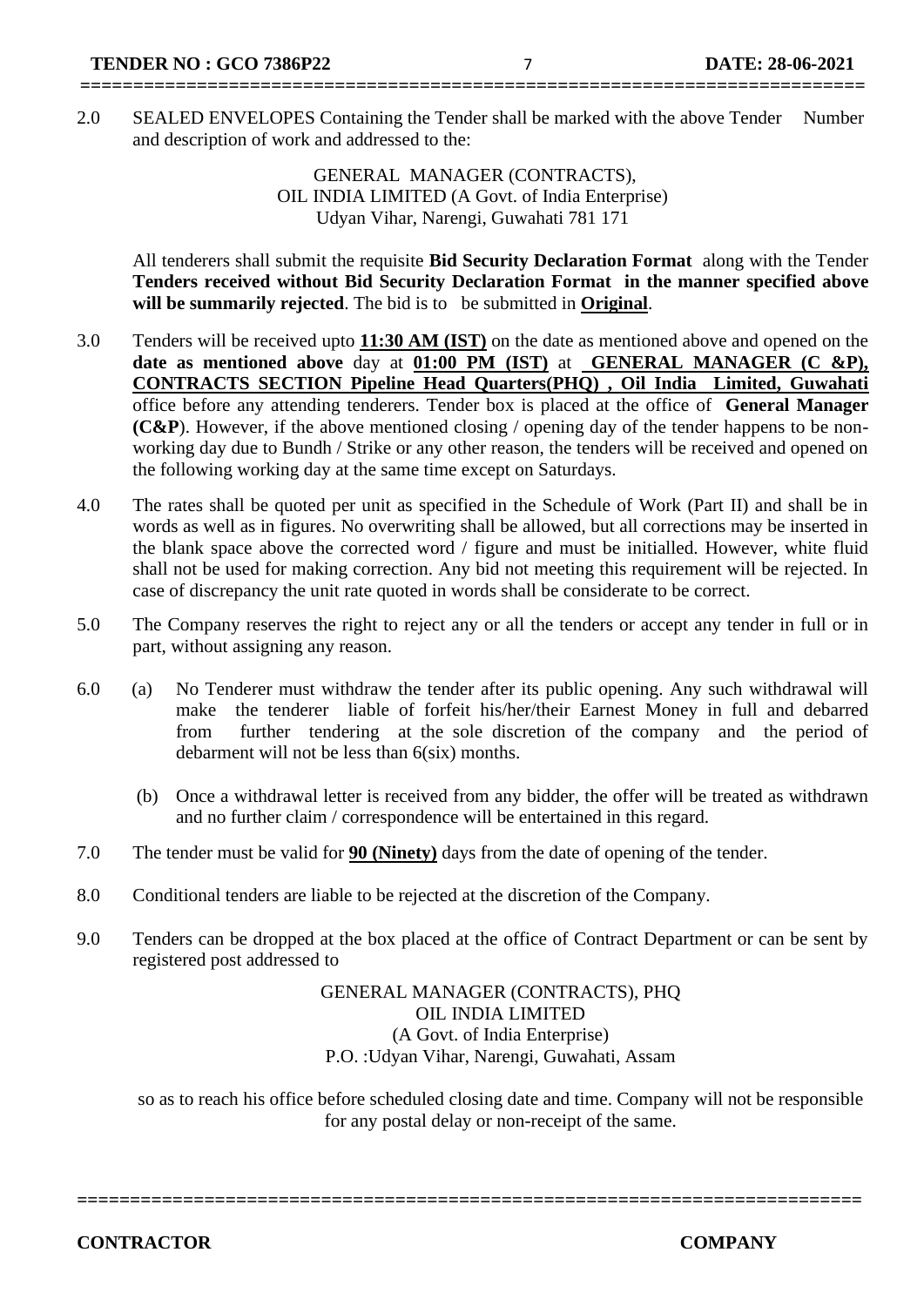2.0 SEALED ENVELOPES Containing the Tender shall be marked with the above Tender Number and description of work and addressed to the:

GENERAL MANAGER (CONTRACTS),
OIL INDIA LIMITED (A Govt. of India Enterprise)
Udyan Vihar, Narengi, Guwahati 781 171

All tenderers shall submit the requisite **Bid Security Declaration Format** along with the Tender **Tenders received without Bid Security Declaration Format in the manner specified above will be summarily rejected**. The bid is to be submitted in **<u>Original</u>**.

3.0 Tenders will be received upto **<u>11:30 AM (IST)</u>** on the date as mentioned above and opened on the **date as mentioned above** day at **<u>01:00 PM (IST)</u>** at **<u>GENERAL MANAGER (C &P), CONTRACTS SECTION Pipeline Head Quarters(PHQ) , Oil India Limited, Guwahati</u>** office before any attending tenderers. Tender box is placed at the office of **General Manager (C&P**). However, if the above mentioned closing / opening day of the tender happens to be non-working day due to Bundh / Strike or any other reason, the tenders will be received and opened on the following working day at the same time except on Saturdays.

4.0 The rates shall be quoted per unit as specified in the Schedule of Work (Part II) and shall be in words as well as in figures. No overwriting shall be allowed, but all corrections may be inserted in the blank space above the corrected word / figure and must be initialled. However, white fluid shall not be used for making correction. Any bid not meeting this requirement will be rejected. In case of discrepancy the unit rate quoted in words shall be considerate to be correct.

5.0 The Company reserves the right to reject any or all the tenders or accept any tender in full or in part, without assigning any reason.

6.0 (a) No Tenderer must withdraw the tender after its public opening. Any such withdrawal will make the tenderer liable of forfeit his/her/their Earnest Money in full and debarred from further tendering at the sole discretion of the company and the period of debarment will not be less than 6(six) months.

(b) Once a withdrawal letter is received from any bidder, the offer will be treated as withdrawn and no further claim / correspondence will be entertained in this regard.

7.0 The tender must be valid for **<u>90 (Ninety)</u>** days from the date of opening of the tender.

8.0 Conditional tenders are liable to be rejected at the discretion of the Company.

9.0 Tenders can be dropped at the box placed at the office of Contract Department or can be sent by registered post addressed to

GENERAL MANAGER (CONTRACTS), PHQ
OIL INDIA LIMITED
(A Govt. of India Enterprise)
P.O. :Udyan Vihar, Narengi, Guwahati, Assam

so as to reach his office before scheduled closing date and time. Company will not be responsible for any postal delay or non-receipt of the same.

**CONTRACTOR** **COMPANY**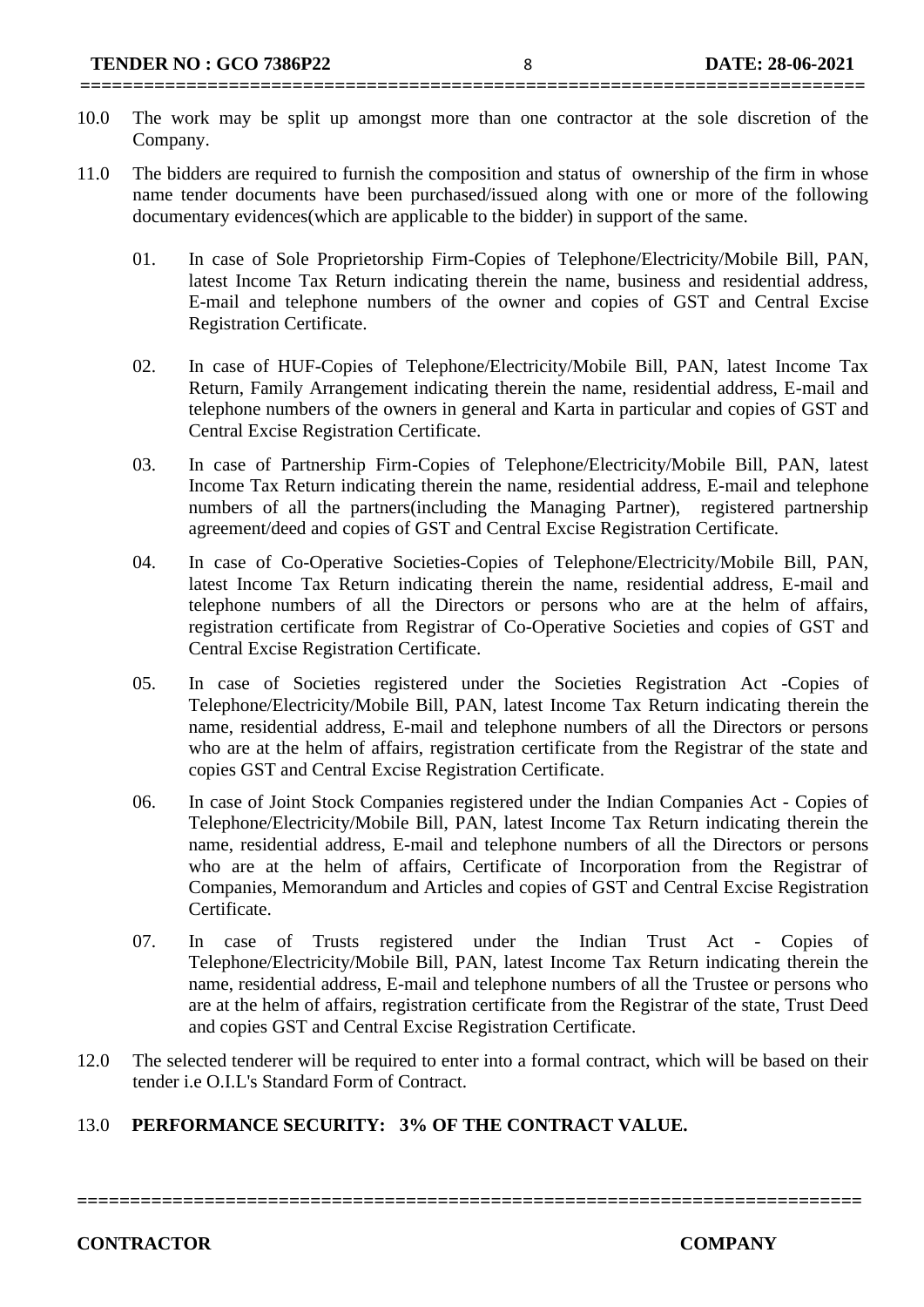10.0 The work may be split up amongst more than one contractor at the sole discretion of the Company.

11.0 The bidders are required to furnish the composition and status of ownership of the firm in whose name tender documents have been purchased/issued along with one or more of the following documentary evidences(which are applicable to the bidder) in support of the same.

01. In case of Sole Proprietorship Firm-Copies of Telephone/Electricity/Mobile Bill, PAN, latest Income Tax Return indicating therein the name, business and residential address, E-mail and telephone numbers of the owner and copies of GST and Central Excise Registration Certificate.

02. In case of HUF-Copies of Telephone/Electricity/Mobile Bill, PAN, latest Income Tax Return, Family Arrangement indicating therein the name, residential address, E-mail and telephone numbers of the owners in general and Karta in particular and copies of GST and Central Excise Registration Certificate.

03. In case of Partnership Firm-Copies of Telephone/Electricity/Mobile Bill, PAN, latest Income Tax Return indicating therein the name, residential address, E-mail and telephone numbers of all the partners(including the Managing Partner), registered partnership agreement/deed and copies of GST and Central Excise Registration Certificate.

04. In case of Co-Operative Societies-Copies of Telephone/Electricity/Mobile Bill, PAN, latest Income Tax Return indicating therein the name, residential address, E-mail and telephone numbers of all the Directors or persons who are at the helm of affairs, registration certificate from Registrar of Co-Operative Societies and copies of GST and Central Excise Registration Certificate.

05. In case of Societies registered under the Societies Registration Act -Copies of Telephone/Electricity/Mobile Bill, PAN, latest Income Tax Return indicating therein the name, residential address, E-mail and telephone numbers of all the Directors or persons who are at the helm of affairs, registration certificate from the Registrar of the state and copies GST and Central Excise Registration Certificate.

06. In case of Joint Stock Companies registered under the Indian Companies Act - Copies of Telephone/Electricity/Mobile Bill, PAN, latest Income Tax Return indicating therein the name, residential address, E-mail and telephone numbers of all the Directors or persons who are at the helm of affairs, Certificate of Incorporation from the Registrar of Companies, Memorandum and Articles and copies of GST and Central Excise Registration Certificate.

07. In case of Trusts registered under the Indian Trust Act - Copies of Telephone/Electricity/Mobile Bill, PAN, latest Income Tax Return indicating therein the name, residential address, E-mail and telephone numbers of all the Trustee or persons who are at the helm of affairs, registration certificate from the Registrar of the state, Trust Deed and copies GST and Central Excise Registration Certificate.

12.0 The selected tenderer will be required to enter into a formal contract, which will be based on their tender i.e O.I.L's Standard Form of Contract.

13.0 **PERFORMANCE SECURITY: 3% OF THE CONTRACT VALUE.**

**CONTRACTOR** **COMPANY**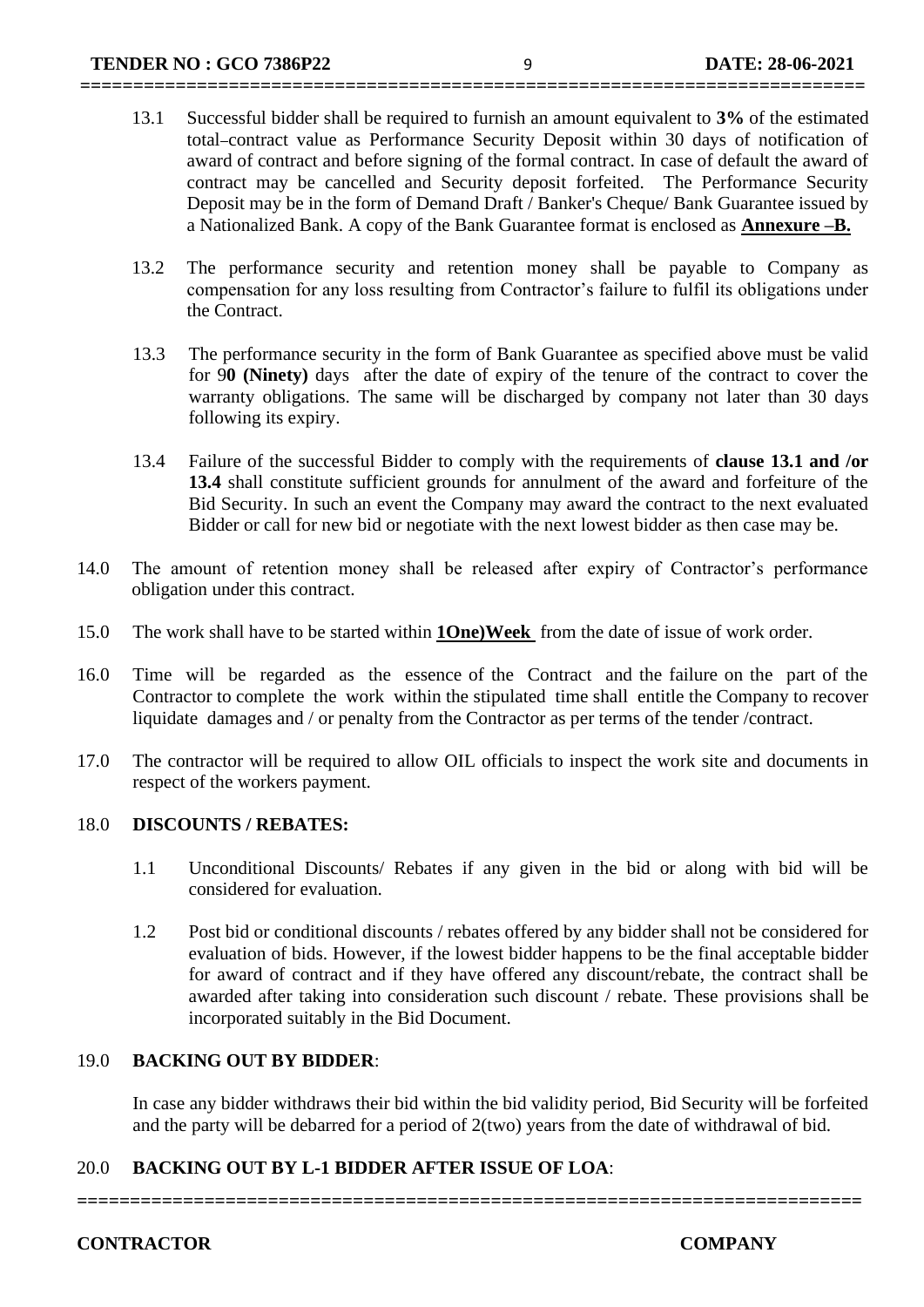13.1 Successful bidder shall be required to furnish an amount equivalent to **3%** of the estimated total–contract value as Performance Security Deposit within 30 days of notification of award of contract and before signing of the formal contract. In case of default the award of contract may be cancelled and Security deposit forfeited. The Performance Security Deposit may be in the form of Demand Draft / Banker's Cheque/ Bank Guarantee issued by a Nationalized Bank. A copy of the Bank Guarantee format is enclosed as **Annexure –B.**

13.2 The performance security and retention money shall be payable to Company as compensation for any loss resulting from Contractor's failure to fulfil its obligations under the Contract.

13.3 The performance security in the form of Bank Guarantee as specified above must be valid for 9**0 (Ninety)** days after the date of expiry of the tenure of the contract to cover the warranty obligations. The same will be discharged by company not later than 30 days following its expiry.

13.4 Failure of the successful Bidder to comply with the requirements of **clause 13.1 and /or 13.4** shall constitute sufficient grounds for annulment of the award and forfeiture of the Bid Security. In such an event the Company may award the contract to the next evaluated Bidder or call for new bid or negotiate with the next lowest bidder as then case may be.

14.0 The amount of retention money shall be released after expiry of Contractor's performance obligation under this contract.

15.0 The work shall have to be started within **1One)Week** from the date of issue of work order.

16.0 Time will be regarded as the essence of the Contract and the failure on the part of the Contractor to complete the work within the stipulated time shall entitle the Company to recover liquidate damages and / or penalty from the Contractor as per terms of the tender /contract.

17.0 The contractor will be required to allow OIL officials to inspect the work site and documents in respect of the workers payment.

18.0 **DISCOUNTS / REBATES:**

1.1 Unconditional Discounts/ Rebates if any given in the bid or along with bid will be considered for evaluation.

1.2 Post bid or conditional discounts / rebates offered by any bidder shall not be considered for evaluation of bids. However, if the lowest bidder happens to be the final acceptable bidder for award of contract and if they have offered any discount/rebate, the contract shall be awarded after taking into consideration such discount / rebate. These provisions shall be incorporated suitably in the Bid Document.

19.0 **BACKING OUT BY BIDDER**:

In case any bidder withdraws their bid within the bid validity period, Bid Security will be forfeited and the party will be debarred for a period of 2(two) years from the date of withdrawal of bid.

20.0 **BACKING OUT BY L-1 BIDDER AFTER ISSUE OF LOA**: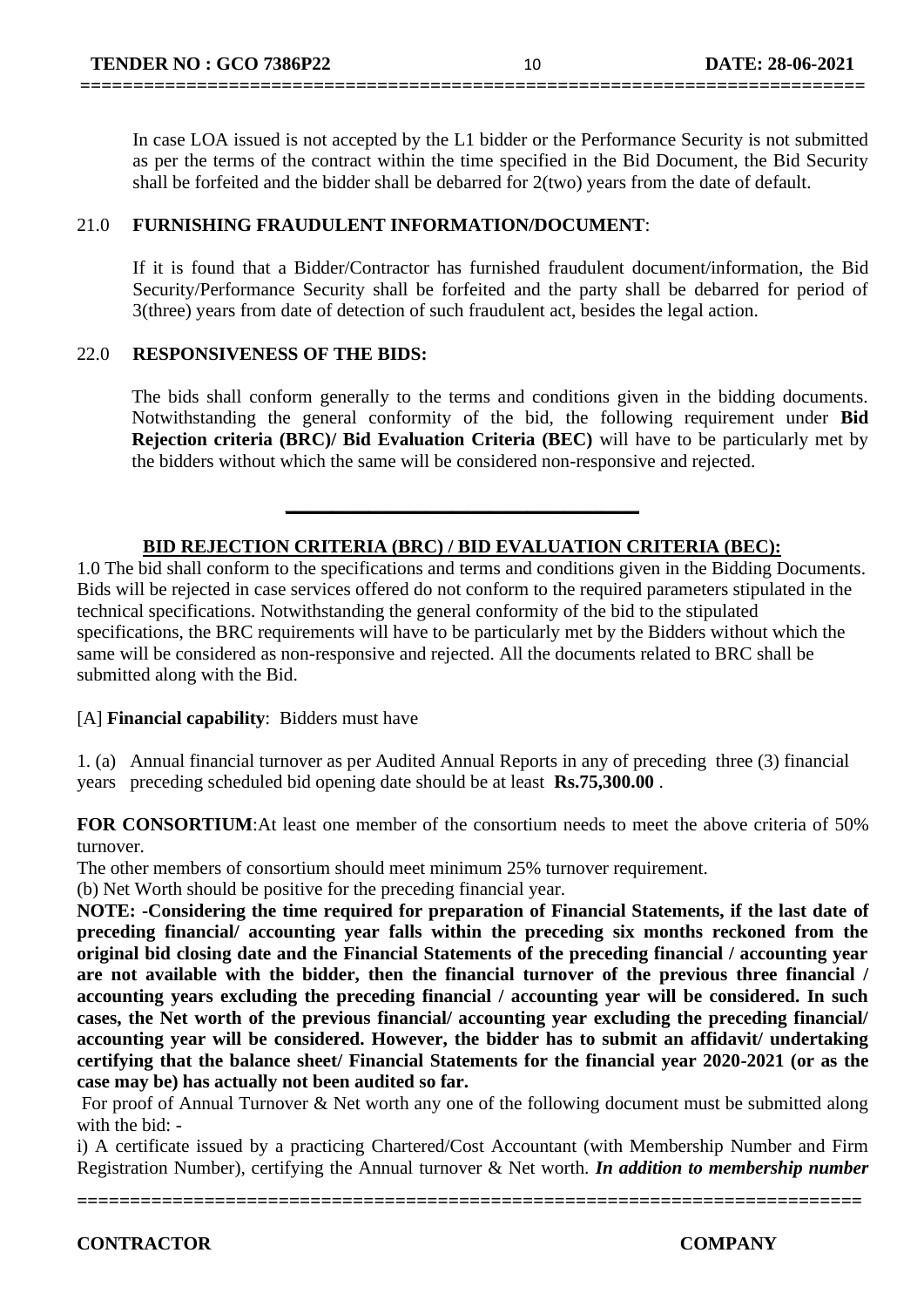In case LOA issued is not accepted by the L1 bidder or the Performance Security is not submitted as per the terms of the contract within the time specified in the Bid Document, the Bid Security shall be forfeited and the bidder shall be debarred for 2(two) years from the date of default.

21.0 **FURNISHING FRAUDULENT INFORMATION/DOCUMENT**:

If it is found that a Bidder/Contractor has furnished fraudulent document/information, the Bid Security/Performance Security shall be forfeited and the party shall be debarred for period of 3(three) years from date of detection of such fraudulent act, besides the legal action.

22.0 **RESPONSIVENESS OF THE BIDS:**

The bids shall conform generally to the terms and conditions given in the bidding documents. Notwithstanding the general conformity of the bid, the following requirement under **Bid Rejection criteria (BRC)/ Bid Evaluation Criteria (BEC)** will have to be particularly met by the bidders without which the same will be considered non-responsive and rejected.

---

## BID REJECTION CRITERIA (BRC) / BID EVALUATION CRITERIA (BEC):

1.0 The bid shall conform to the specifications and terms and conditions given in the Bidding Documents. Bids will be rejected in case services offered do not conform to the required parameters stipulated in the technical specifications. Notwithstanding the general conformity of the bid to the stipulated specifications, the BRC requirements will have to be particularly met by the Bidders without which the same will be considered as non-responsive and rejected. All the documents related to BRC shall be submitted along with the Bid.

[A] **Financial capability**: Bidders must have

1. (a) Annual financial turnover as per Audited Annual Reports in any of preceding three (3) financial years preceding scheduled bid opening date should be at least **Rs.75,300.00** .

**FOR CONSORTIUM**:At least one member of the consortium needs to meet the above criteria of 50% turnover.

The other members of consortium should meet minimum 25% turnover requirement.

(b) Net Worth should be positive for the preceding financial year.

**NOTE: -Considering the time required for preparation of Financial Statements, if the last date of preceding financial/ accounting year falls within the preceding six months reckoned from the original bid closing date and the Financial Statements of the preceding financial / accounting year are not available with the bidder, then the financial turnover of the previous three financial / accounting years excluding the preceding financial / accounting year will be considered. In such cases, the Net worth of the previous financial/ accounting year excluding the preceding financial/ accounting year will be considered. However, the bidder has to submit an affidavit/ undertaking certifying that the balance sheet/ Financial Statements for the financial year 2020-2021 (or as the case may be) has actually not been audited so far.**

For proof of Annual Turnover & Net worth any one of the following document must be submitted along with the bid: -

i) A certificate issued by a practicing Chartered/Cost Accountant (with Membership Number and Firm Registration Number), certifying the Annual turnover & Net worth. ***In addition to membership number***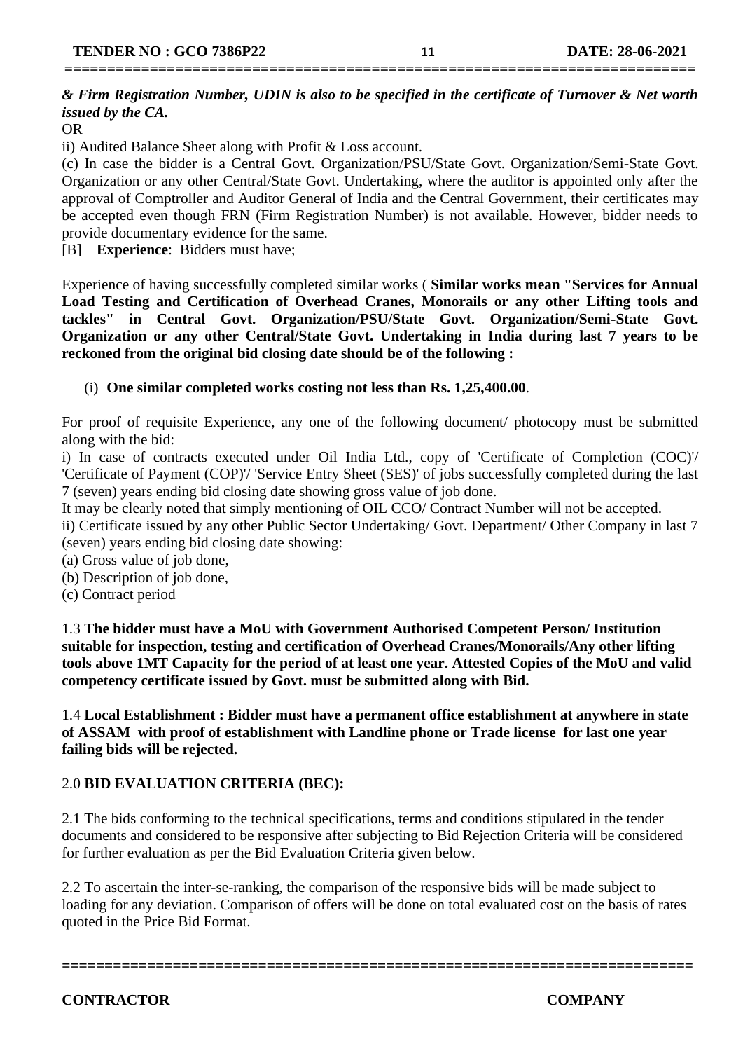***& Firm Registration Number, UDIN is also to be specified in the certificate of Turnover & Net worth issued by the CA.***

OR

ii) Audited Balance Sheet along with Profit & Loss account.

(c) In case the bidder is a Central Govt. Organization/PSU/State Govt. Organization/Semi-State Govt. Organization or any other Central/State Govt. Undertaking, where the auditor is appointed only after the approval of Comptroller and Auditor General of India and the Central Government, their certificates may be accepted even though FRN (Firm Registration Number) is not available. However, bidder needs to provide documentary evidence for the same.

[B] **Experience**: Bidders must have;

Experience of having successfully completed similar works ( **Similar works mean "Services for Annual Load Testing and Certification of Overhead Cranes, Monorails or any other Lifting tools and tackles" in Central Govt. Organization/PSU/State Govt. Organization/Semi-State Govt. Organization or any other Central/State Govt. Undertaking in India during last 7 years to be reckoned from the original bid closing date should be of the following :**

(i) **One similar completed works costing not less than Rs. 1,25,400.00**.

For proof of requisite Experience, any one of the following document/ photocopy must be submitted along with the bid:

i) In case of contracts executed under Oil India Ltd., copy of 'Certificate of Completion (COC)'/ 'Certificate of Payment (COP)'/ 'Service Entry Sheet (SES)' of jobs successfully completed during the last 7 (seven) years ending bid closing date showing gross value of job done.

It may be clearly noted that simply mentioning of OIL CCO/ Contract Number will not be accepted.

ii) Certificate issued by any other Public Sector Undertaking/ Govt. Department/ Other Company in last 7 (seven) years ending bid closing date showing:

(a) Gross value of job done,

(b) Description of job done,

(c) Contract period

1.3 **The bidder must have a MoU with Government Authorised Competent Person/ Institution suitable for inspection, testing and certification of Overhead Cranes/Monorails/Any other lifting tools above 1MT Capacity for the period of at least one year. Attested Copies of the MoU and valid competency certificate issued by Govt. must be submitted along with Bid.**

1.4 **Local Establishment : Bidder must have a permanent office establishment at anywhere in state of ASSAM with proof of establishment with Landline phone or Trade license for last one year failing bids will be rejected.**

## 2.0 BID EVALUATION CRITERIA (BEC):

2.1 The bids conforming to the technical specifications, terms and conditions stipulated in the tender documents and considered to be responsive after subjecting to Bid Rejection Criteria will be considered for further evaluation as per the Bid Evaluation Criteria given below.

2.2 To ascertain the inter-se-ranking, the comparison of the responsive bids will be made subject to loading for any deviation. Comparison of offers will be done on total evaluated cost on the basis of rates quoted in the Price Bid Format.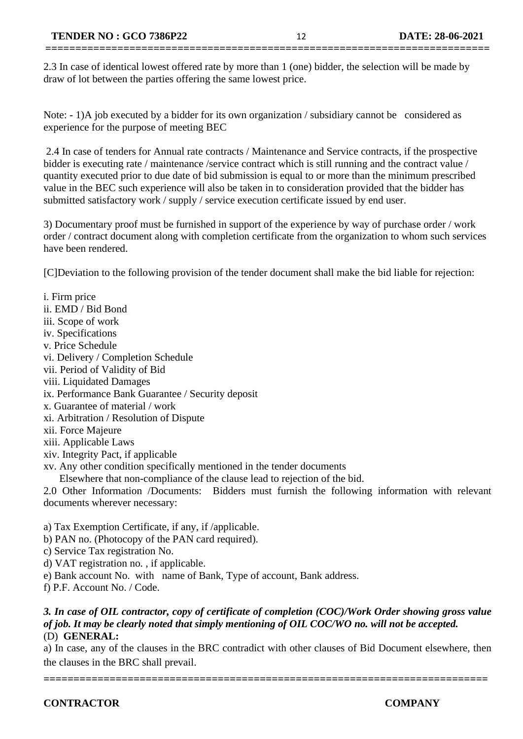2.3 In case of identical lowest offered rate by more than 1 (one) bidder, the selection will be made by draw of lot between the parties offering the same lowest price.

Note: - 1)A job executed by a bidder for its own organization / subsidiary cannot be considered as experience for the purpose of meeting BEC

2.4 In case of tenders for Annual rate contracts / Maintenance and Service contracts, if the prospective bidder is executing rate / maintenance /service contract which is still running and the contract value / quantity executed prior to due date of bid submission is equal to or more than the minimum prescribed value in the BEC such experience will also be taken in to consideration provided that the bidder has submitted satisfactory work / supply / service execution certificate issued by end user.

3) Documentary proof must be furnished in support of the experience by way of purchase order / work order / contract document along with completion certificate from the organization to whom such services have been rendered.

[C]Deviation to the following provision of the tender document shall make the bid liable for rejection:

i. Firm price
ii. EMD / Bid Bond
iii. Scope of work
iv. Specifications
v. Price Schedule
vi. Delivery / Completion Schedule
vii. Period of Validity of Bid
viii. Liquidated Damages
ix. Performance Bank Guarantee / Security deposit
x. Guarantee of material / work
xi. Arbitration / Resolution of Dispute
xii. Force Majeure
xiii. Applicable Laws
xiv. Integrity Pact, if applicable
xv. Any other condition specifically mentioned in the tender documents
Elsewhere that non-compliance of the clause lead to rejection of the bid.

2.0 Other Information /Documents: Bidders must furnish the following information with relevant documents wherever necessary:

a) Tax Exemption Certificate, if any, if /applicable.
b) PAN no. (Photocopy of the PAN card required).
c) Service Tax registration No.
d) VAT registration no. , if applicable.
e) Bank account No. with name of Bank, Type of account, Bank address.
f) P.F. Account No. / Code.

***3. In case of OIL contractor, copy of certificate of completion (COC)/Work Order showing gross value of job. It may be clearly noted that simply mentioning of OIL COC/WO no. will not be accepted.***

(D) **GENERAL:**

a) In case, any of the clauses in the BRC contradict with other clauses of Bid Document elsewhere, then the clauses in the BRC shall prevail.

**CONTRACTOR** **COMPANY**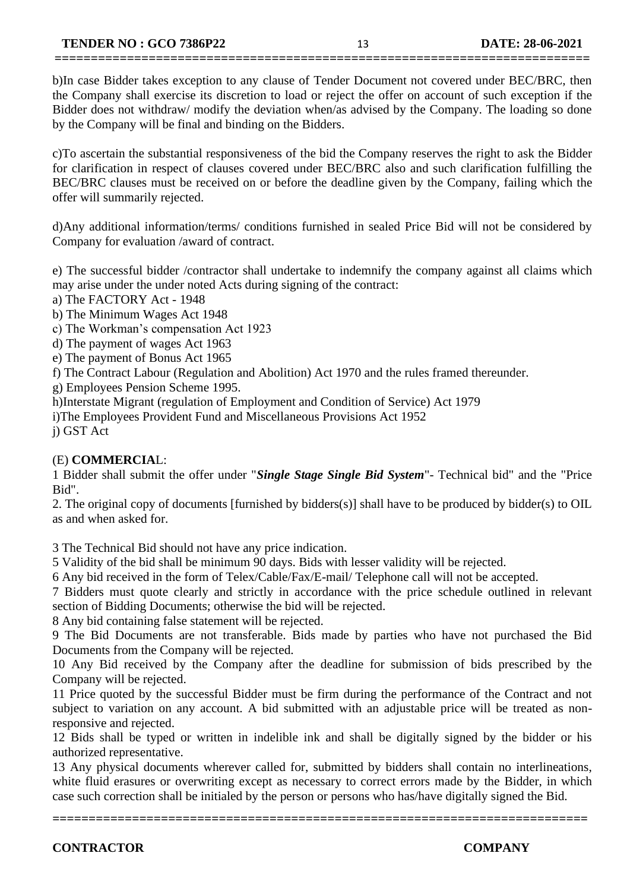b)In case Bidder takes exception to any clause of Tender Document not covered under BEC/BRC, then the Company shall exercise its discretion to load or reject the offer on account of such exception if the Bidder does not withdraw/ modify the deviation when/as advised by the Company. The loading so done by the Company will be final and binding on the Bidders.

c)To ascertain the substantial responsiveness of the bid the Company reserves the right to ask the Bidder for clarification in respect of clauses covered under BEC/BRC also and such clarification fulfilling the BEC/BRC clauses must be received on or before the deadline given by the Company, failing which the offer will summarily rejected.

d)Any additional information/terms/ conditions furnished in sealed Price Bid will not be considered by Company for evaluation /award of contract.

e) The successful bidder /contractor shall undertake to indemnify the company against all claims which may arise under the under noted Acts during signing of the contract:

a) The FACTORY Act - 1948

b) The Minimum Wages Act 1948

c) The Workman's compensation Act 1923

d) The payment of wages Act 1963

e) The payment of Bonus Act 1965

f) The Contract Labour (Regulation and Abolition) Act 1970 and the rules framed thereunder.

g) Employees Pension Scheme 1995.

h)Interstate Migrant (regulation of Employment and Condition of Service) Act 1979

i)The Employees Provident Fund and Miscellaneous Provisions Act 1952

j) GST Act

(E) **COMMERCIA**L:

1 Bidder shall submit the offer under "***Single Stage Single Bid System***"- Technical bid" and the "Price Bid".

2. The original copy of documents [furnished by bidders(s)] shall have to be produced by bidder(s) to OIL as and when asked for.

3 The Technical Bid should not have any price indication.

5 Validity of the bid shall be minimum 90 days. Bids with lesser validity will be rejected.

6 Any bid received in the form of Telex/Cable/Fax/E-mail/ Telephone call will not be accepted.

7 Bidders must quote clearly and strictly in accordance with the price schedule outlined in relevant section of Bidding Documents; otherwise the bid will be rejected.

8 Any bid containing false statement will be rejected.

9 The Bid Documents are not transferable. Bids made by parties who have not purchased the Bid Documents from the Company will be rejected.

10 Any Bid received by the Company after the deadline for submission of bids prescribed by the Company will be rejected.

11 Price quoted by the successful Bidder must be firm during the performance of the Contract and not subject to variation on any account. A bid submitted with an adjustable price will be treated as non-responsive and rejected.

12 Bids shall be typed or written in indelible ink and shall be digitally signed by the bidder or his authorized representative.

13 Any physical documents wherever called for, submitted by bidders shall contain no interlineations, white fluid erasures or overwriting except as necessary to correct errors made by the Bidder, in which case such correction shall be initialed by the person or persons who has/have digitally signed the Bid.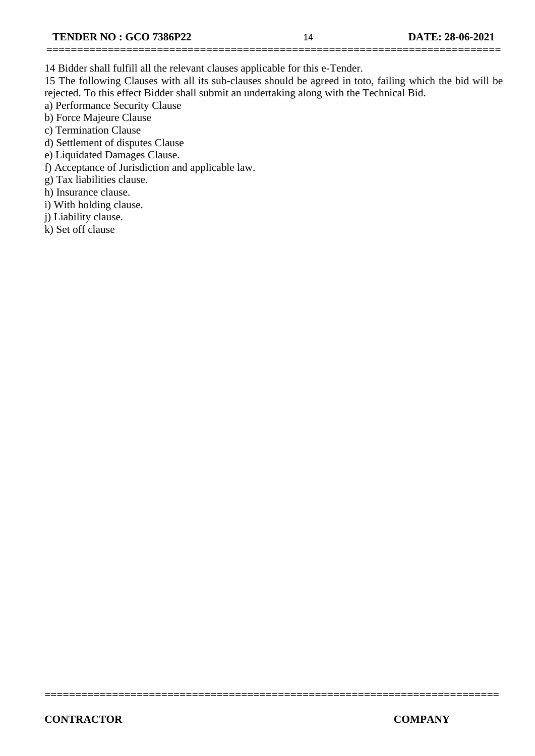14 Bidder shall fulfill all the relevant clauses applicable for this e-Tender.

15 The following Clauses with all its sub-clauses should be agreed in toto, failing which the bid will be rejected. To this effect Bidder shall submit an undertaking along with the Technical Bid.

a) Performance Security Clause

b) Force Majeure Clause

c) Termination Clause

d) Settlement of disputes Clause

e) Liquidated Damages Clause.

f) Acceptance of Jurisdiction and applicable law.

g) Tax liabilities clause.

h) Insurance clause.

i) With holding clause.

j) Liability clause.

k) Set off clause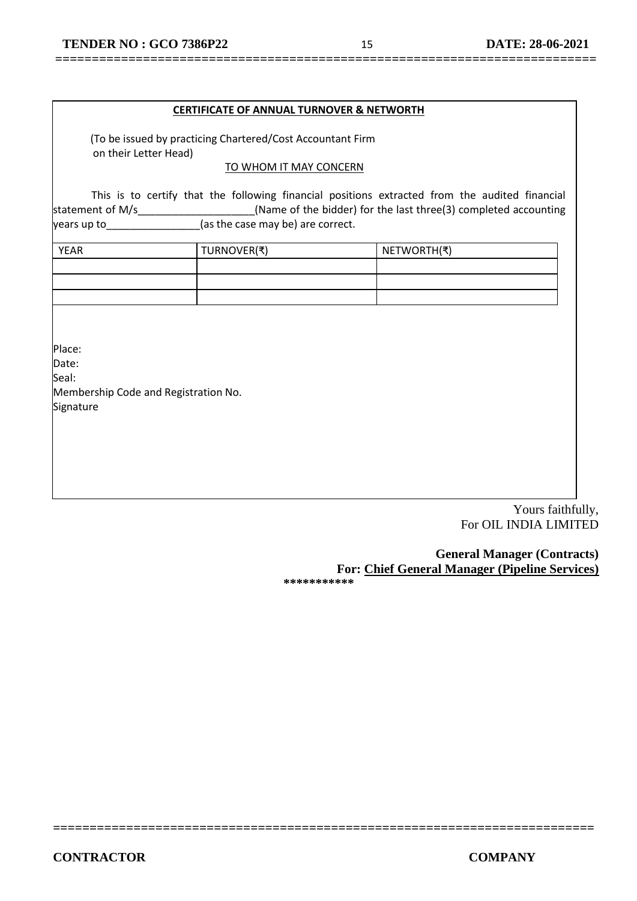**CERTIFICATE OF ANNUAL TURNOVER & NETWORTH**

(To be issued by practicing Chartered/Cost Accountant Firm on their Letter Head)

TO WHOM IT MAY CONCERN

This is to certify that the following financial positions extracted from the audited financial statement of M/s____________________(Name of the bidder) for the last three(3) completed accounting years up to________________(as the case may be) are correct.

| YEAR | TURNOVER(₹) | NETWORTH(₹) |
|---|---|---|
| | | |
| | | |
| | | |

Place:
Date:
Seal:
Membership Code and Registration No.
Signature

Yours faithfully,
For OIL INDIA LIMITED

**General Manager (Contracts)**
**For: Chief General Manager (Pipeline Services)**

\*\*\*\*\*\*\*\*\*\*\*

**CONTRACTOR** **COMPANY**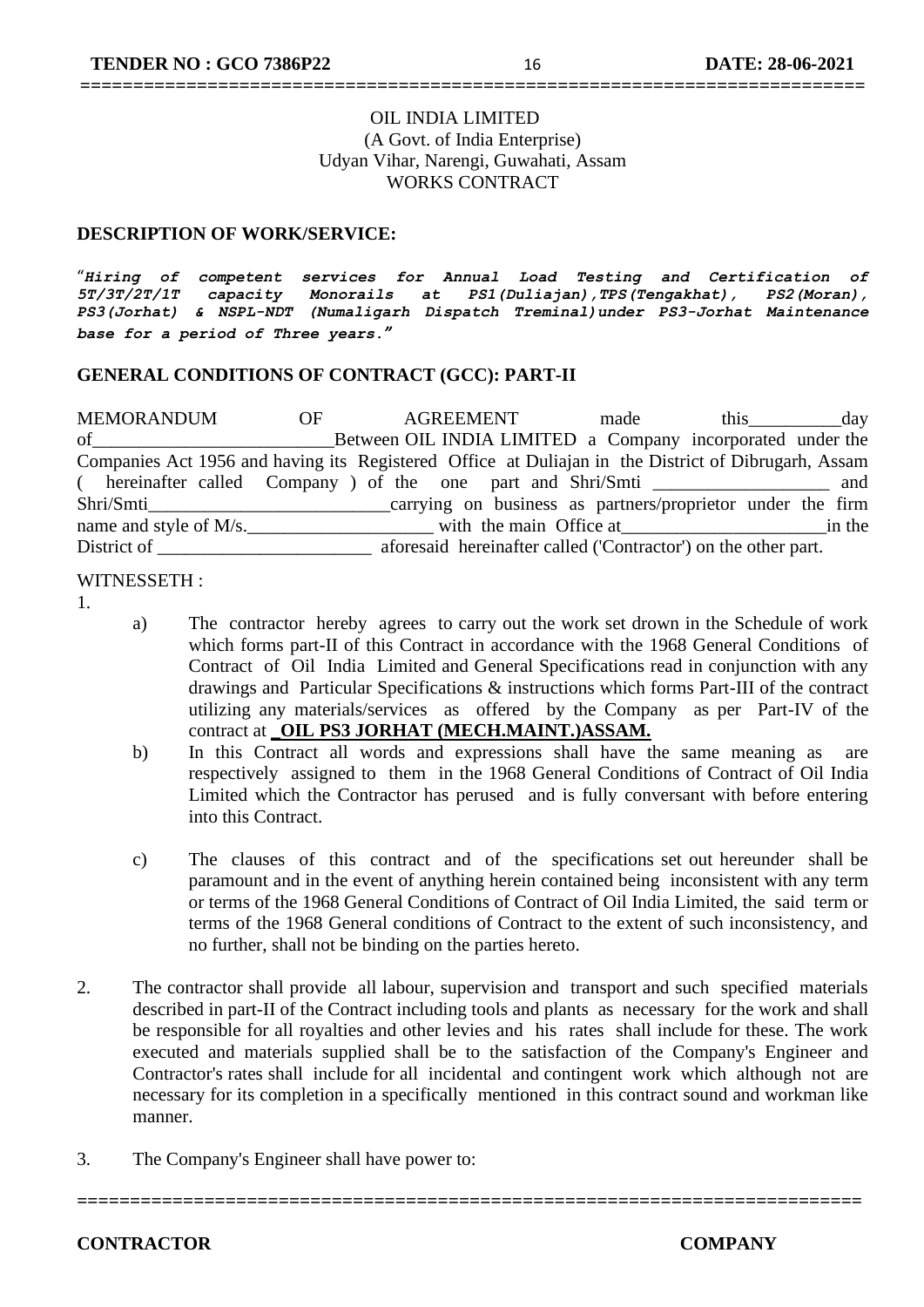OIL INDIA LIMITED
(A Govt. of India Enterprise)
Udyan Vihar, Narengi, Guwahati, Assam
WORKS CONTRACT

**DESCRIPTION OF WORK/SERVICE:**

"***Hiring of competent services for Annual Load Testing and Certification of 5T/3T/2T/1T capacity Monorails at PS1(Duliajan),TPS(Tengakhat), PS2(Moran), PS3(Jorhat) & NSPL-NDT (Numaligarh Dispatch Treminal)under PS3-Jorhat Maintenance base for a period of Three years.***"

**GENERAL CONDITIONS OF CONTRACT (GCC): PART-II**

MEMORANDUM OF AGREEMENT made this__________day of__________________________Between OIL INDIA LIMITED a Company incorporated under the Companies Act 1956 and having its Registered Office at Duliajan in the District of Dibrugarh, Assam ( hereinafter called Company ) of the one part and Shri/Smti ___________________ and Shri/Smti__________________________carrying on business as partners/proprietor under the firm name and style of M/s.____________________ with the main Office at______________________in the District of _______________________ aforesaid hereinafter called ('Contractor') on the other part.

WITNESSETH :

1.

a) The contractor hereby agrees to carry out the work set drown in the Schedule of work which forms part-II of this Contract in accordance with the 1968 General Conditions of Contract of Oil India Limited and General Specifications read in conjunction with any drawings and Particular Specifications & instructions which forms Part-III of the contract utilizing any materials/services as offered by the Company as per Part-IV of the contract at **_OIL PS3 JORHAT (MECH.MAINT.)ASSAM.**

b) In this Contract all words and expressions shall have the same meaning as are respectively assigned to them in the 1968 General Conditions of Contract of Oil India Limited which the Contractor has perused and is fully conversant with before entering into this Contract.

c) The clauses of this contract and of the specifications set out hereunder shall be paramount and in the event of anything herein contained being inconsistent with any term or terms of the 1968 General Conditions of Contract of Oil India Limited, the said term or terms of the 1968 General conditions of Contract to the extent of such inconsistency, and no further, shall not be binding on the parties hereto.

2. The contractor shall provide all labour, supervision and transport and such specified materials described in part-II of the Contract including tools and plants as necessary for the work and shall be responsible for all royalties and other levies and his rates shall include for these. The work executed and materials supplied shall be to the satisfaction of the Company's Engineer and Contractor's rates shall include for all incidental and contingent work which although not are necessary for its completion in a specifically mentioned in this contract sound and workman like manner.

3. The Company's Engineer shall have power to:

**CONTRACTOR** **COMPANY**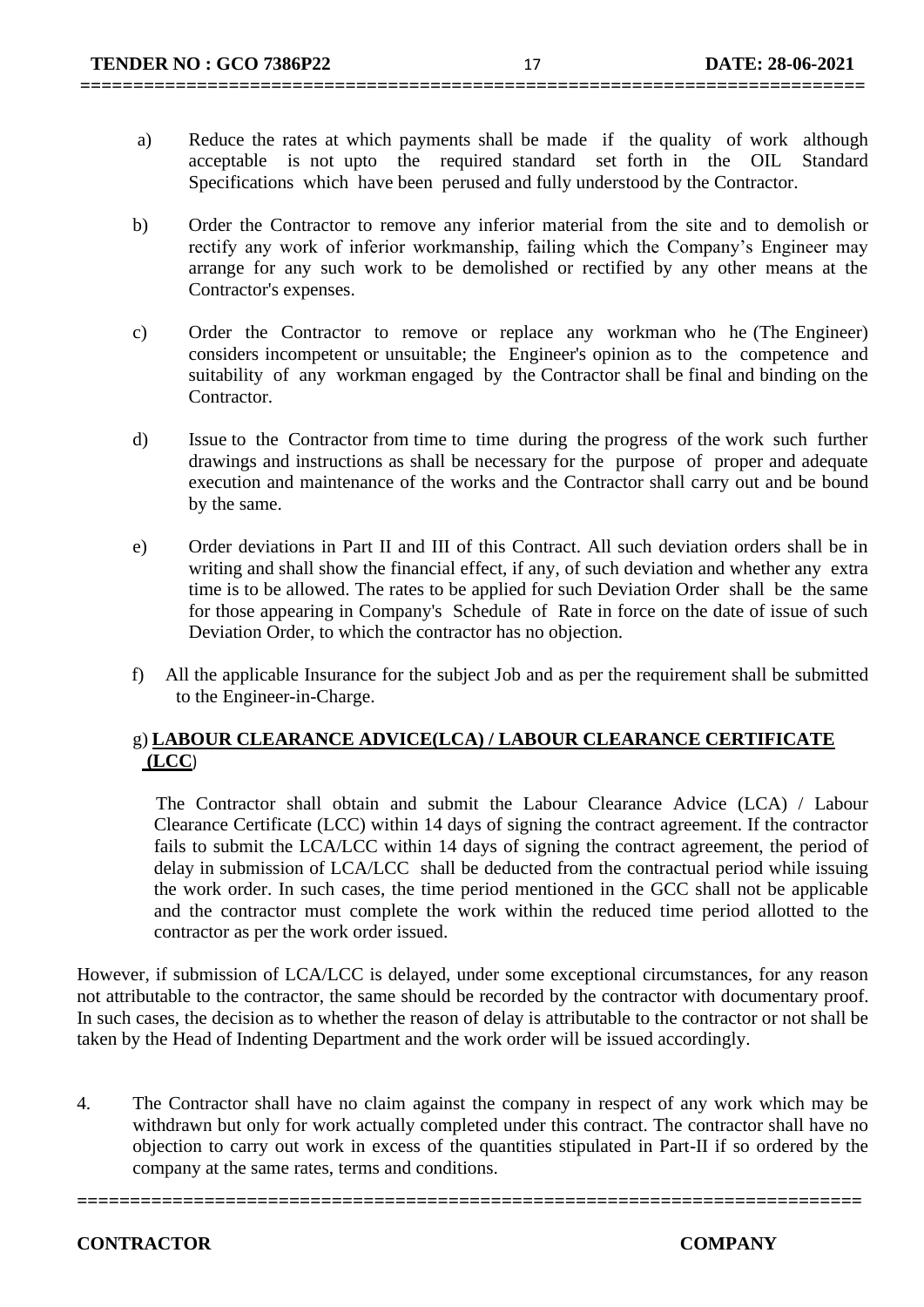a) Reduce the rates at which payments shall be made if the quality of work although acceptable is not upto the required standard set forth in the OIL Standard Specifications which have been perused and fully understood by the Contractor.

b) Order the Contractor to remove any inferior material from the site and to demolish or rectify any work of inferior workmanship, failing which the Company's Engineer may arrange for any such work to be demolished or rectified by any other means at the Contractor's expenses.

c) Order the Contractor to remove or replace any workman who he (The Engineer) considers incompetent or unsuitable; the Engineer's opinion as to the competence and suitability of any workman engaged by the Contractor shall be final and binding on the Contractor.

d) Issue to the Contractor from time to time during the progress of the work such further drawings and instructions as shall be necessary for the purpose of proper and adequate execution and maintenance of the works and the Contractor shall carry out and be bound by the same.

e) Order deviations in Part II and III of this Contract. All such deviation orders shall be in writing and shall show the financial effect, if any, of such deviation and whether any extra time is to be allowed. The rates to be applied for such Deviation Order shall be the same for those appearing in Company's Schedule of Rate in force on the date of issue of such Deviation Order, to which the contractor has no objection.

f) All the applicable Insurance for the subject Job and as per the requirement shall be submitted to the Engineer-in-Charge.

g) **LABOUR CLEARANCE ADVICE(LCA) / LABOUR CLEARANCE CERTIFICATE (LCC)**

The Contractor shall obtain and submit the Labour Clearance Advice (LCA) / Labour Clearance Certificate (LCC) within 14 days of signing the contract agreement. If the contractor fails to submit the LCA/LCC within 14 days of signing the contract agreement, the period of delay in submission of LCA/LCC shall be deducted from the contractual period while issuing the work order. In such cases, the time period mentioned in the GCC shall not be applicable and the contractor must complete the work within the reduced time period allotted to the contractor as per the work order issued.

However, if submission of LCA/LCC is delayed, under some exceptional circumstances, for any reason not attributable to the contractor, the same should be recorded by the contractor with documentary proof. In such cases, the decision as to whether the reason of delay is attributable to the contractor or not shall be taken by the Head of Indenting Department and the work order will be issued accordingly.

4. The Contractor shall have no claim against the company in respect of any work which may be withdrawn but only for work actually completed under this contract. The contractor shall have no objection to carry out work in excess of the quantities stipulated in Part-II if so ordered by the company at the same rates, terms and conditions.

**CONTRACTOR** **COMPANY**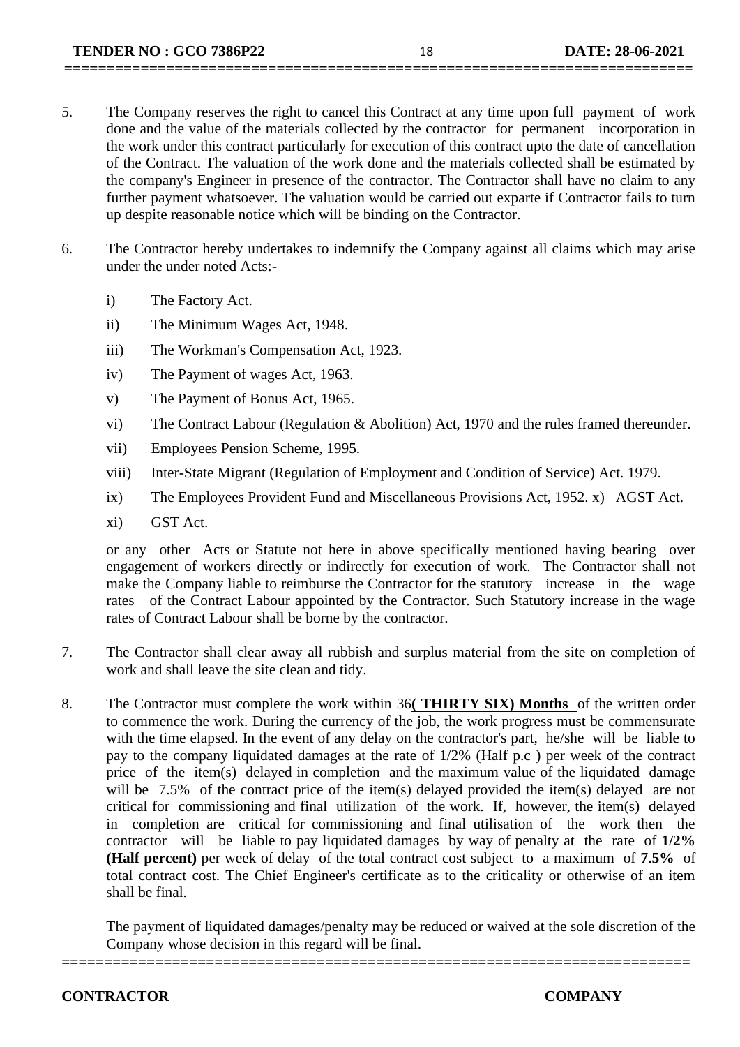5. The Company reserves the right to cancel this Contract at any time upon full payment of work done and the value of the materials collected by the contractor for permanent incorporation in the work under this contract particularly for execution of this contract upto the date of cancellation of the Contract. The valuation of the work done and the materials collected shall be estimated by the company's Engineer in presence of the contractor. The Contractor shall have no claim to any further payment whatsoever. The valuation would be carried out exparte if Contractor fails to turn up despite reasonable notice which will be binding on the Contractor.

6. The Contractor hereby undertakes to indemnify the Company against all claims which may arise under the under noted Acts:-

   i) The Factory Act.

   ii) The Minimum Wages Act, 1948.

   iii) The Workman's Compensation Act, 1923.

   iv) The Payment of wages Act, 1963.

   v) The Payment of Bonus Act, 1965.

   vi) The Contract Labour (Regulation & Abolition) Act, 1970 and the rules framed thereunder.

   vii) Employees Pension Scheme, 1995.

   viii) Inter-State Migrant (Regulation of Employment and Condition of Service) Act. 1979.

   ix) The Employees Provident Fund and Miscellaneous Provisions Act, 1952. x) AGST Act.

   xi) GST Act.

   or any other Acts or Statute not here in above specifically mentioned having bearing over engagement of workers directly or indirectly for execution of work. The Contractor shall not make the Company liable to reimburse the Contractor for the statutory increase in the wage rates of the Contract Labour appointed by the Contractor. Such Statutory increase in the wage rates of Contract Labour shall be borne by the contractor.

7. The Contractor shall clear away all rubbish and surplus material from the site on completion of work and shall leave the site clean and tidy.

8. The Contractor must complete the work within 36**( THIRTY SIX) Months** of the written order to commence the work. During the currency of the job, the work progress must be commensurate with the time elapsed. In the event of any delay on the contractor's part, he/she will be liable to pay to the company liquidated damages at the rate of 1/2% (Half p.c ) per week of the contract price of the item(s) delayed in completion and the maximum value of the liquidated damage will be 7.5% of the contract price of the item(s) delayed provided the item(s) delayed are not critical for commissioning and final utilization of the work. If, however, the item(s) delayed in completion are critical for commissioning and final utilisation of the work then the contractor will be liable to pay liquidated damages by way of penalty at the rate of **1/2% (Half percent)** per week of delay of the total contract cost subject to a maximum of **7.5%** of total contract cost. The Chief Engineer's certificate as to the criticality or otherwise of an item shall be final.

   The payment of liquidated damages/penalty may be reduced or waived at the sole discretion of the Company whose decision in this regard will be final.

**CONTRACTOR** **COMPANY**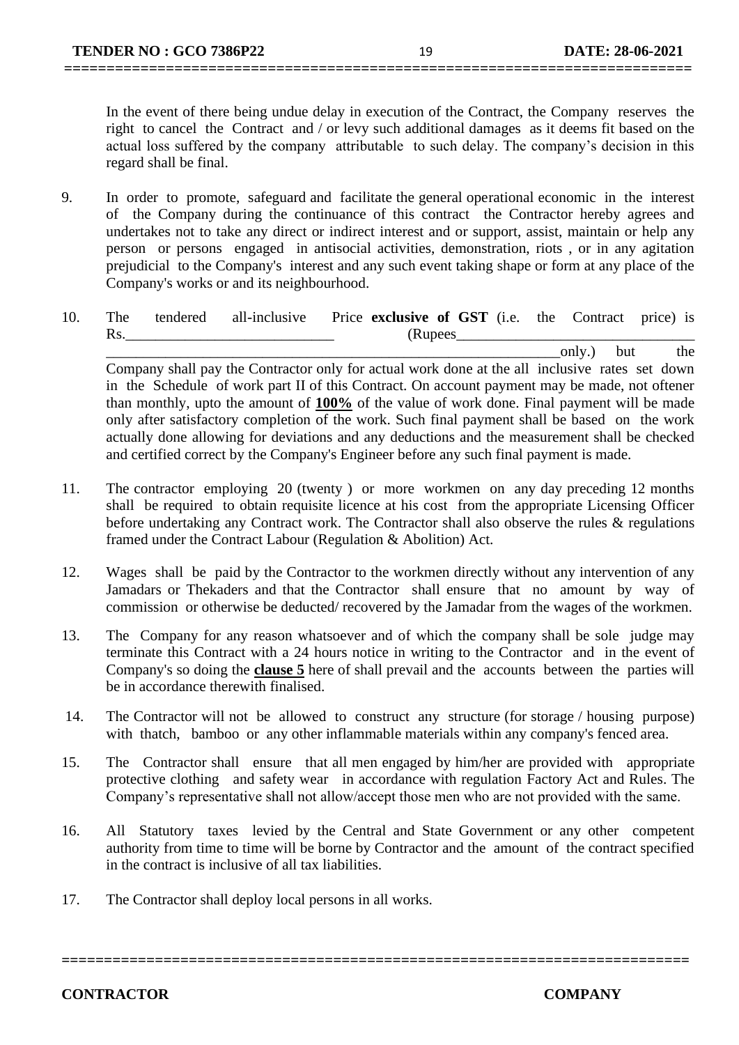In the event of there being undue delay in execution of the Contract, the Company reserves the right to cancel the Contract and / or levy such additional damages as it deems fit based on the actual loss suffered by the company attributable to such delay. The company's decision in this regard shall be final.

9. In order to promote, safeguard and facilitate the general operational economic in the interest of the Company during the continuance of this contract the Contractor hereby agrees and undertakes not to take any direct or indirect interest and or support, assist, maintain or help any person or persons engaged in antisocial activities, demonstration, riots , or in any agitation prejudicial to the Company's interest and any such event taking shape or form at any place of the Company's works or and its neighbourhood.

10. The tendered all-inclusive Price **exclusive of GST** (i.e. the Contract price) is Rs.____________________________ (Rupees________________________________ ________________________________________________________________only.) but the Company shall pay the Contractor only for actual work done at the all inclusive rates set down in the Schedule of work part II of this Contract. On account payment may be made, not oftener than monthly, upto the amount of **100%** of the value of work done. Final payment will be made only after satisfactory completion of the work. Such final payment shall be based on the work actually done allowing for deviations and any deductions and the measurement shall be checked and certified correct by the Company's Engineer before any such final payment is made.

11. The contractor employing 20 (twenty ) or more workmen on any day preceding 12 months shall be required to obtain requisite licence at his cost from the appropriate Licensing Officer before undertaking any Contract work. The Contractor shall also observe the rules & regulations framed under the Contract Labour (Regulation & Abolition) Act.

12. Wages shall be paid by the Contractor to the workmen directly without any intervention of any Jamadars or Thekaders and that the Contractor shall ensure that no amount by way of commission or otherwise be deducted/ recovered by the Jamadar from the wages of the workmen.

13. The Company for any reason whatsoever and of which the company shall be sole judge may terminate this Contract with a 24 hours notice in writing to the Contractor and in the event of Company's so doing the **clause 5** here of shall prevail and the accounts between the parties will be in accordance therewith finalised.

14. The Contractor will not be allowed to construct any structure (for storage / housing purpose) with thatch, bamboo or any other inflammable materials within any company's fenced area.

15. The Contractor shall ensure that all men engaged by him/her are provided with appropriate protective clothing and safety wear in accordance with regulation Factory Act and Rules. The Company's representative shall not allow/accept those men who are not provided with the same.

16. All Statutory taxes levied by the Central and State Government or any other competent authority from time to time will be borne by Contractor and the amount of the contract specified in the contract is inclusive of all tax liabilities.

17. The Contractor shall deploy local persons in all works.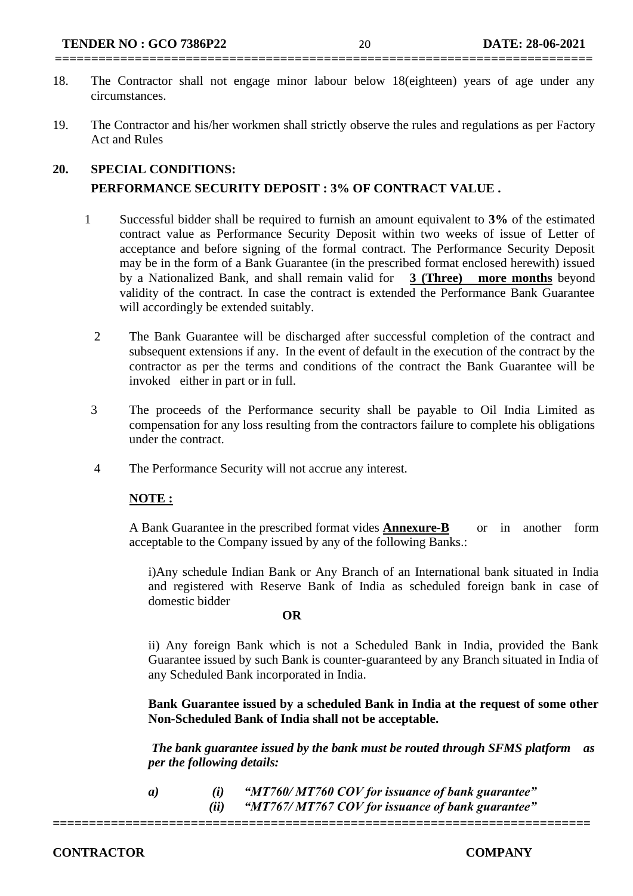18. The Contractor shall not engage minor labour below 18(eighteen) years of age under any circumstances.

19. The Contractor and his/her workmen shall strictly observe the rules and regulations as per Factory Act and Rules

## 20. SPECIAL CONDITIONS:

**PERFORMANCE SECURITY DEPOSIT : 3% OF CONTRACT VALUE .**

1 Successful bidder shall be required to furnish an amount equivalent to **3%** of the estimated contract value as Performance Security Deposit within two weeks of issue of Letter of acceptance and before signing of the formal contract. The Performance Security Deposit may be in the form of a Bank Guarantee (in the prescribed format enclosed herewith) issued by a Nationalized Bank, and shall remain valid for **3 (Three) more months** beyond validity of the contract. In case the contract is extended the Performance Bank Guarantee will accordingly be extended suitably.

2 The Bank Guarantee will be discharged after successful completion of the contract and subsequent extensions if any. In the event of default in the execution of the contract by the contractor as per the terms and conditions of the contract the Bank Guarantee will be invoked either in part or in full.

3 The proceeds of the Performance security shall be payable to Oil India Limited as compensation for any loss resulting from the contractors failure to complete his obligations under the contract.

4 The Performance Security will not accrue any interest.

**NOTE :**

A Bank Guarantee in the prescribed format vides **Annexure-B** or in another form acceptable to the Company issued by any of the following Banks.:

i)Any schedule Indian Bank or Any Branch of an International bank situated in India and registered with Reserve Bank of India as scheduled foreign bank in case of domestic bidder

**OR**

ii) Any foreign Bank which is not a Scheduled Bank in India, provided the Bank Guarantee issued by such Bank is counter-guaranteed by any Branch situated in India of any Scheduled Bank incorporated in India.

**Bank Guarantee issued by a scheduled Bank in India at the request of some other Non-Scheduled Bank of India shall not be acceptable.**

***The bank guarantee issued by the bank must be routed through SFMS platform as per the following details:***

*a)* *(i)* *"MT760/ MT760 COV for issuance of bank guarantee"*
*(ii)* *"MT767/ MT767 COV for issuance of bank guarantee"*

**CONTRACTOR** **COMPANY**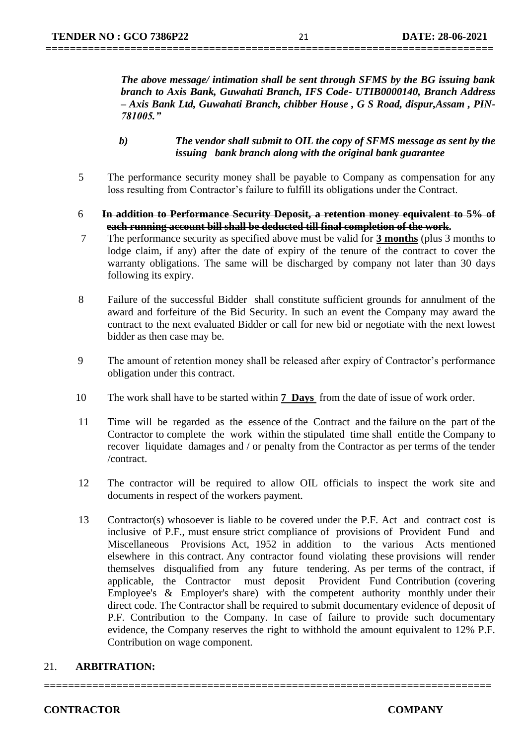***The above message/ intimation shall be sent through SFMS by the BG issuing bank branch to Axis Bank, Guwahati Branch, IFS Code- UTIB0000140, Branch Address – Axis Bank Ltd, Guwahati Branch, chibber House , G S Road, dispur,Assam , PIN-781005."***

***b) The vendor shall submit to OIL the copy of SFMS message as sent by the issuing bank branch along with the original bank guarantee***

5 The performance security money shall be payable to Company as compensation for any loss resulting from Contractor's failure to fulfill its obligations under the Contract.

6 ~~**In addition to Performance Security Deposit, a retention money equivalent to 5% of each running account bill shall be deducted till final completion of the work.**~~

7 The performance security as specified above must be valid for **3 months** (plus 3 months to lodge claim, if any) after the date of expiry of the tenure of the contract to cover the warranty obligations. The same will be discharged by company not later than 30 days following its expiry.

8 Failure of the successful Bidder shall constitute sufficient grounds for annulment of the award and forfeiture of the Bid Security. In such an event the Company may award the contract to the next evaluated Bidder or call for new bid or negotiate with the next lowest bidder as then case may be.

9 The amount of retention money shall be released after expiry of Contractor's performance obligation under this contract.

10 The work shall have to be started within **7 Days** from the date of issue of work order.

11 Time will be regarded as the essence of the Contract and the failure on the part of the Contractor to complete the work within the stipulated time shall entitle the Company to recover liquidate damages and / or penalty from the Contractor as per terms of the tender /contract.

12 The contractor will be required to allow OIL officials to inspect the work site and documents in respect of the workers payment.

13 Contractor(s) whosoever is liable to be covered under the P.F. Act and contract cost is inclusive of P.F., must ensure strict compliance of provisions of Provident Fund and Miscellaneous Provisions Act, 1952 in addition to the various Acts mentioned elsewhere in this contract. Any contractor found violating these provisions will render themselves disqualified from any future tendering. As per terms of the contract, if applicable, the Contractor must deposit Provident Fund Contribution (covering Employee's & Employer's share) with the competent authority monthly under their direct code. The Contractor shall be required to submit documentary evidence of deposit of P.F. Contribution to the Company. In case of failure to provide such documentary evidence, the Company reserves the right to withhold the amount equivalent to 12% P.F. Contribution on wage component.

21. **ARBITRATION:**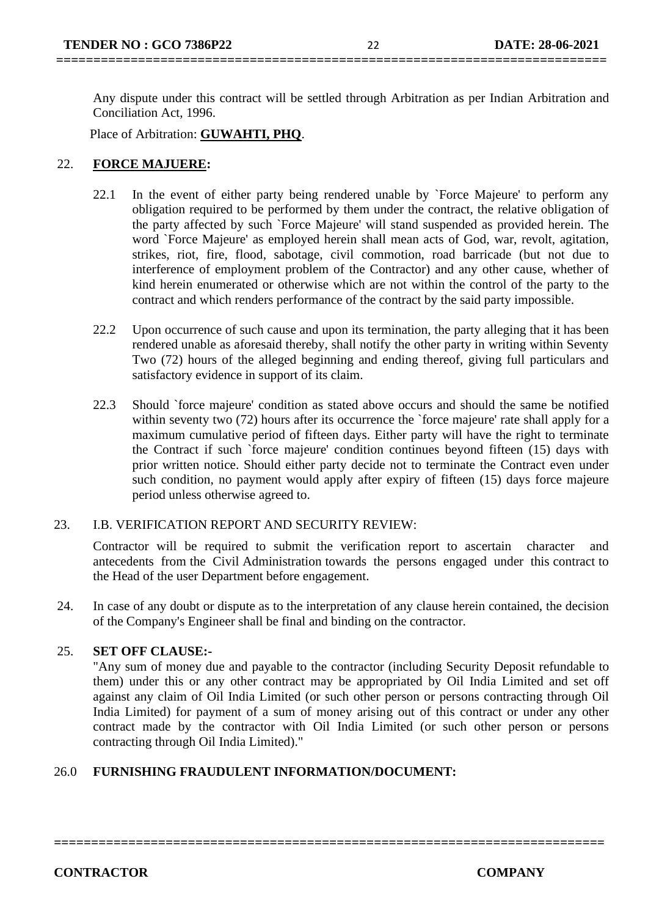Any dispute under this contract will be settled through Arbitration as per Indian Arbitration and Conciliation Act, 1996.

Place of Arbitration: **GUWAHTI, PHQ**.

22. **FORCE MAJUERE:**

22.1 In the event of either party being rendered unable by `Force Majeure' to perform any obligation required to be performed by them under the contract, the relative obligation of the party affected by such `Force Majeure' will stand suspended as provided herein. The word `Force Majeure' as employed herein shall mean acts of God, war, revolt, agitation, strikes, riot, fire, flood, sabotage, civil commotion, road barricade (but not due to interference of employment problem of the Contractor) and any other cause, whether of kind herein enumerated or otherwise which are not within the control of the party to the contract and which renders performance of the contract by the said party impossible.

22.2 Upon occurrence of such cause and upon its termination, the party alleging that it has been rendered unable as aforesaid thereby, shall notify the other party in writing within Seventy Two (72) hours of the alleged beginning and ending thereof, giving full particulars and satisfactory evidence in support of its claim.

22.3 Should `force majeure' condition as stated above occurs and should the same be notified within seventy two (72) hours after its occurrence the `force majeure' rate shall apply for a maximum cumulative period of fifteen days. Either party will have the right to terminate the Contract if such `force majeure' condition continues beyond fifteen (15) days with prior written notice. Should either party decide not to terminate the Contract even under such condition, no payment would apply after expiry of fifteen (15) days force majeure period unless otherwise agreed to.

23. I.B. VERIFICATION REPORT AND SECURITY REVIEW:

Contractor will be required to submit the verification report to ascertain character and antecedents from the Civil Administration towards the persons engaged under this contract to the Head of the user Department before engagement.

24. In case of any doubt or dispute as to the interpretation of any clause herein contained, the decision of the Company's Engineer shall be final and binding on the contractor.

25. **SET OFF CLAUSE:-**

"Any sum of money due and payable to the contractor (including Security Deposit refundable to them) under this or any other contract may be appropriated by Oil India Limited and set off against any claim of Oil India Limited (or such other person or persons contracting through Oil India Limited) for payment of a sum of money arising out of this contract or under any other contract made by the contractor with Oil India Limited (or such other person or persons contracting through Oil India Limited)."

26.0 **FURNISHING FRAUDULENT INFORMATION/DOCUMENT:**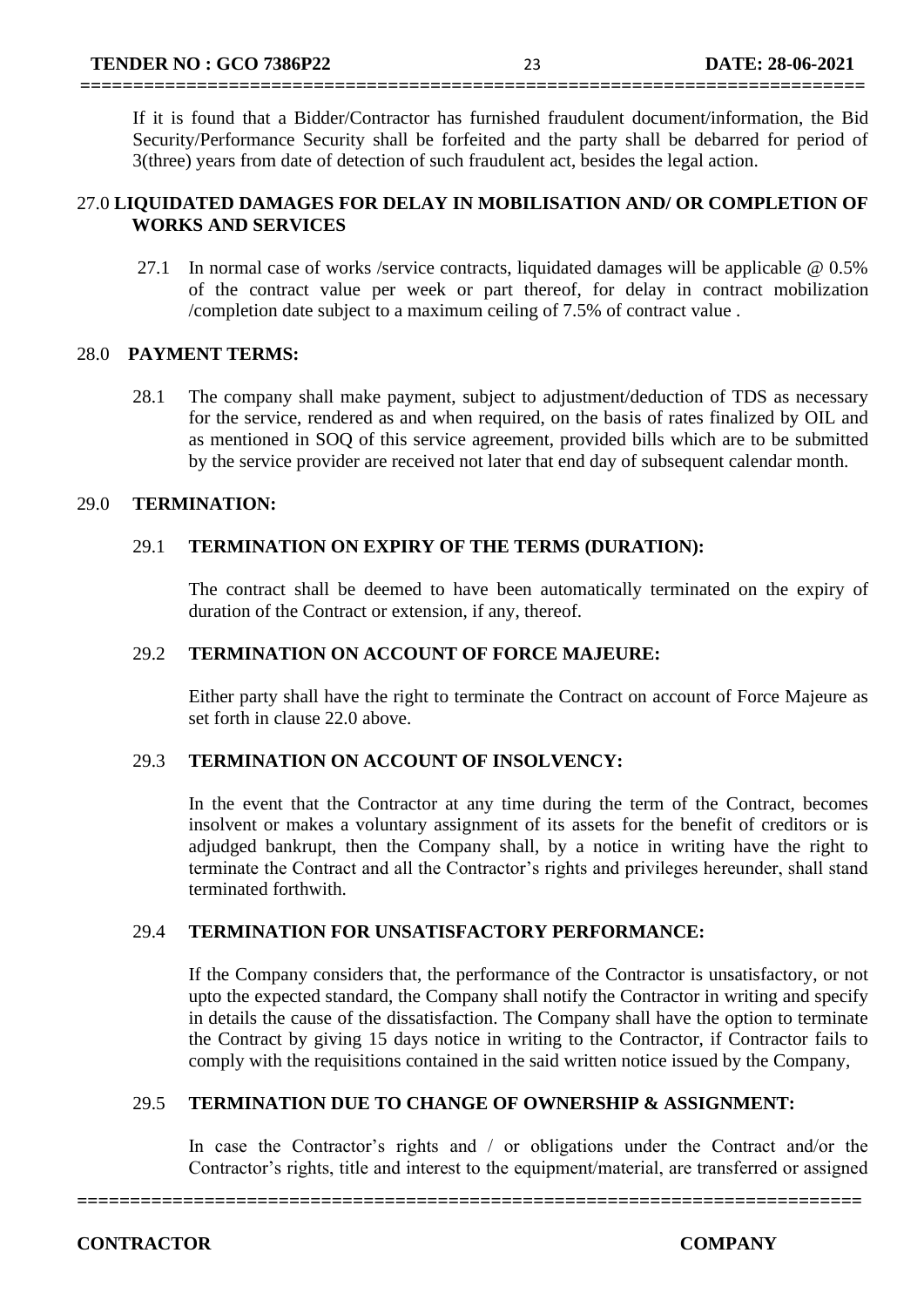If it is found that a Bidder/Contractor has furnished fraudulent document/information, the Bid Security/Performance Security shall be forfeited and the party shall be debarred for period of 3(three) years from date of detection of such fraudulent act, besides the legal action.

## 27.0 LIQUIDATED DAMAGES FOR DELAY IN MOBILISATION AND/ OR COMPLETION OF WORKS AND SERVICES

27.1 In normal case of works /service contracts, liquidated damages will be applicable @ 0.5% of the contract value per week or part thereof, for delay in contract mobilization /completion date subject to a maximum ceiling of 7.5% of contract value .

## 28.0 PAYMENT TERMS:

28.1 The company shall make payment, subject to adjustment/deduction of TDS as necessary for the service, rendered as and when required, on the basis of rates finalized by OIL and as mentioned in SOQ of this service agreement, provided bills which are to be submitted by the service provider are received not later that end day of subsequent calendar month.

## 29.0 TERMINATION:

### 29.1 TERMINATION ON EXPIRY OF THE TERMS (DURATION):

The contract shall be deemed to have been automatically terminated on the expiry of duration of the Contract or extension, if any, thereof.

### 29.2 TERMINATION ON ACCOUNT OF FORCE MAJEURE:

Either party shall have the right to terminate the Contract on account of Force Majeure as set forth in clause 22.0 above.

### 29.3 TERMINATION ON ACCOUNT OF INSOLVENCY:

In the event that the Contractor at any time during the term of the Contract, becomes insolvent or makes a voluntary assignment of its assets for the benefit of creditors or is adjudged bankrupt, then the Company shall, by a notice in writing have the right to terminate the Contract and all the Contractor's rights and privileges hereunder, shall stand terminated forthwith.

### 29.4 TERMINATION FOR UNSATISFACTORY PERFORMANCE:

If the Company considers that, the performance of the Contractor is unsatisfactory, or not upto the expected standard, the Company shall notify the Contractor in writing and specify in details the cause of the dissatisfaction. The Company shall have the option to terminate the Contract by giving 15 days notice in writing to the Contractor, if Contractor fails to comply with the requisitions contained in the said written notice issued by the Company,

### 29.5 TERMINATION DUE TO CHANGE OF OWNERSHIP & ASSIGNMENT:

In case the Contractor's rights and / or obligations under the Contract and/or the Contractor's rights, title and interest to the equipment/material, are transferred or assigned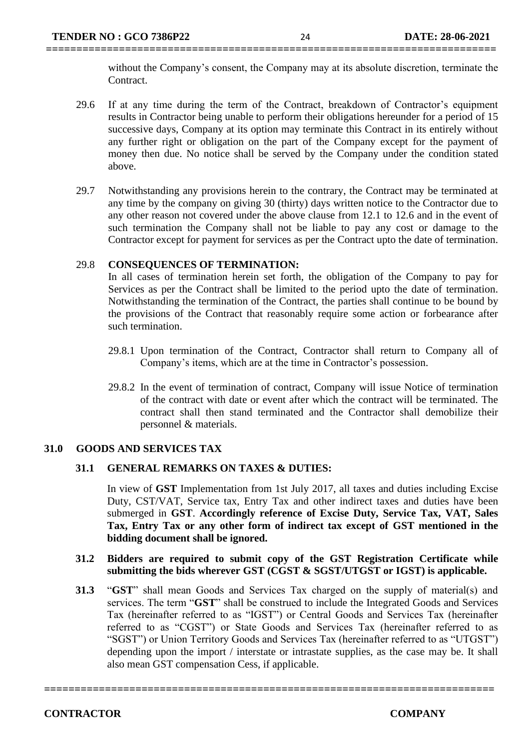without the Company's consent, the Company may at its absolute discretion, terminate the Contract.

29.6 If at any time during the term of the Contract, breakdown of Contractor's equipment results in Contractor being unable to perform their obligations hereunder for a period of 15 successive days, Company at its option may terminate this Contract in its entirely without any further right or obligation on the part of the Company except for the payment of money then due. No notice shall be served by the Company under the condition stated above.

29.7 Notwithstanding any provisions herein to the contrary, the Contract may be terminated at any time by the company on giving 30 (thirty) days written notice to the Contractor due to any other reason not covered under the above clause from 12.1 to 12.6 and in the event of such termination the Company shall not be liable to pay any cost or damage to the Contractor except for payment for services as per the Contract upto the date of termination.

29.8 **CONSEQUENCES OF TERMINATION:**

In all cases of termination herein set forth, the obligation of the Company to pay for Services as per the Contract shall be limited to the period upto the date of termination. Notwithstanding the termination of the Contract, the parties shall continue to be bound by the provisions of the Contract that reasonably require some action or forbearance after such termination.

29.8.1 Upon termination of the Contract, Contractor shall return to Company all of Company's items, which are at the time in Contractor's possession.

29.8.2 In the event of termination of contract, Company will issue Notice of termination of the contract with date or event after which the contract will be terminated. The contract shall then stand terminated and the Contractor shall demobilize their personnel & materials.

## 31.0 GOODS AND SERVICES TAX

### 31.1 GENERAL REMARKS ON TAXES & DUTIES:

In view of **GST** Implementation from 1st July 2017, all taxes and duties including Excise Duty, CST/VAT, Service tax, Entry Tax and other indirect taxes and duties have been submerged in **GST**. **Accordingly reference of Excise Duty, Service Tax, VAT, Sales Tax, Entry Tax or any other form of indirect tax except of GST mentioned in the bidding document shall be ignored.**

**31.2 Bidders are required to submit copy of the GST Registration Certificate while submitting the bids wherever GST (CGST & SGST/UTGST or IGST) is applicable.**

**31.3** "**GST**" shall mean Goods and Services Tax charged on the supply of material(s) and services. The term "**GST**" shall be construed to include the Integrated Goods and Services Tax (hereinafter referred to as "IGST") or Central Goods and Services Tax (hereinafter referred to as "CGST") or State Goods and Services Tax (hereinafter referred to as "SGST") or Union Territory Goods and Services Tax (hereinafter referred to as "UTGST") depending upon the import / interstate or intrastate supplies, as the case may be. It shall also mean GST compensation Cess, if applicable.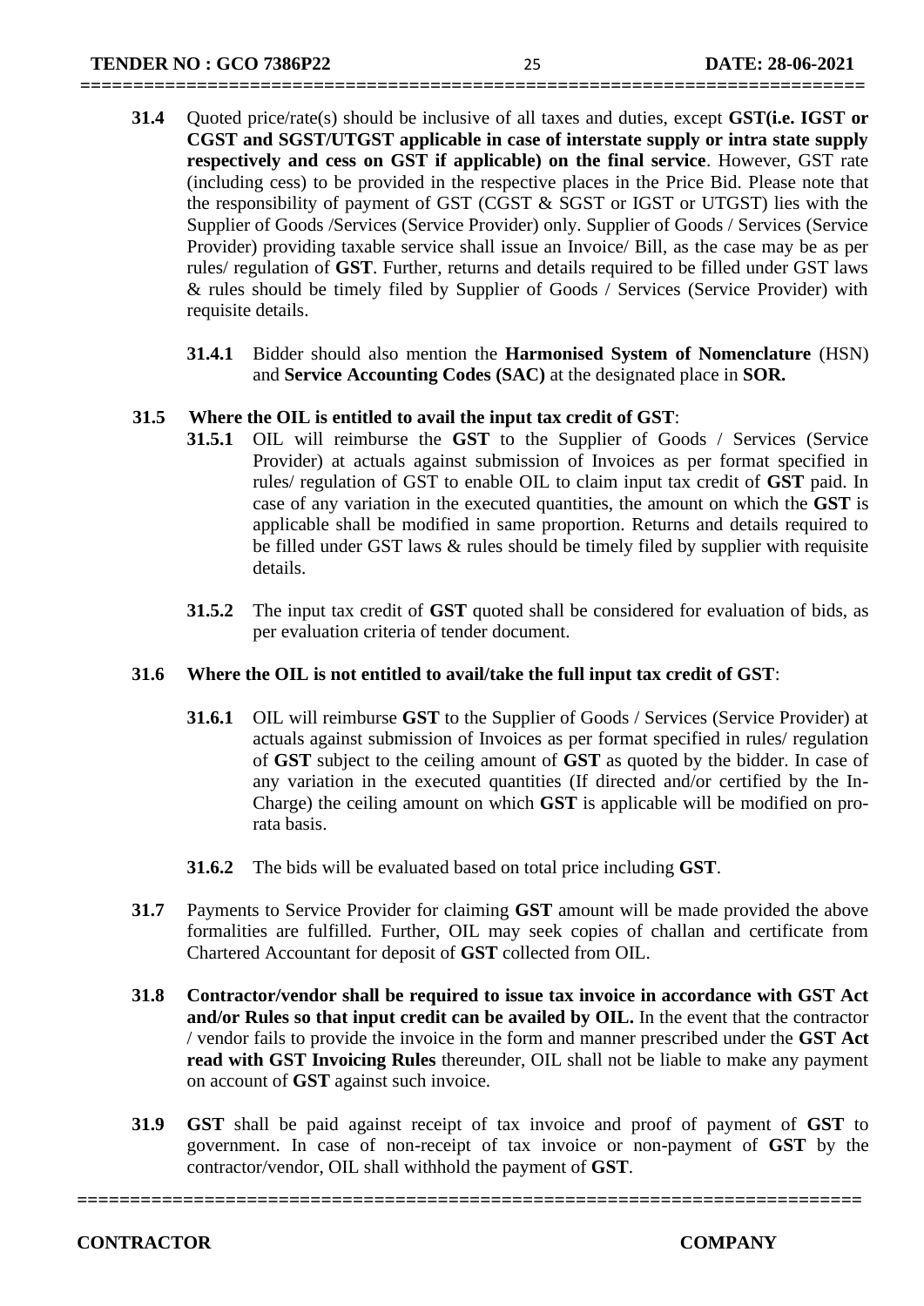**31.4** Quoted price/rate(s) should be inclusive of all taxes and duties, except **GST(i.e. IGST or CGST and SGST/UTGST applicable in case of interstate supply or intra state supply respectively and cess on GST if applicable) on the final service**. However, GST rate (including cess) to be provided in the respective places in the Price Bid. Please note that the responsibility of payment of GST (CGST & SGST or IGST or UTGST) lies with the Supplier of Goods /Services (Service Provider) only. Supplier of Goods / Services (Service Provider) providing taxable service shall issue an Invoice/ Bill, as the case may be as per rules/ regulation of **GST**. Further, returns and details required to be filled under GST laws & rules should be timely filed by Supplier of Goods / Services (Service Provider) with requisite details.

**31.4.1** Bidder should also mention the **Harmonised System of Nomenclature** (HSN) and **Service Accounting Codes (SAC)** at the designated place in **SOR.**

**31.5 Where the OIL is entitled to avail the input tax credit of GST**:

**31.5.1** OIL will reimburse the **GST** to the Supplier of Goods / Services (Service Provider) at actuals against submission of Invoices as per format specified in rules/ regulation of GST to enable OIL to claim input tax credit of **GST** paid. In case of any variation in the executed quantities, the amount on which the **GST** is applicable shall be modified in same proportion. Returns and details required to be filled under GST laws & rules should be timely filed by supplier with requisite details.

**31.5.2** The input tax credit of **GST** quoted shall be considered for evaluation of bids, as per evaluation criteria of tender document.

**31.6 Where the OIL is not entitled to avail/take the full input tax credit of GST**:

**31.6.1** OIL will reimburse **GST** to the Supplier of Goods / Services (Service Provider) at actuals against submission of Invoices as per format specified in rules/ regulation of **GST** subject to the ceiling amount of **GST** as quoted by the bidder. In case of any variation in the executed quantities (If directed and/or certified by the In-Charge) the ceiling amount on which **GST** is applicable will be modified on pro-rata basis.

**31.6.2** The bids will be evaluated based on total price including **GST**.

**31.7** Payments to Service Provider for claiming **GST** amount will be made provided the above formalities are fulfilled. Further, OIL may seek copies of challan and certificate from Chartered Accountant for deposit of **GST** collected from OIL.

**31.8 Contractor/vendor shall be required to issue tax invoice in accordance with GST Act and/or Rules so that input credit can be availed by OIL.** In the event that the contractor / vendor fails to provide the invoice in the form and manner prescribed under the **GST Act read with GST Invoicing Rules** thereunder, OIL shall not be liable to make any payment on account of **GST** against such invoice.

**31.9** **GST** shall be paid against receipt of tax invoice and proof of payment of **GST** to government. In case of non-receipt of tax invoice or non-payment of **GST** by the contractor/vendor, OIL shall withhold the payment of **GST**.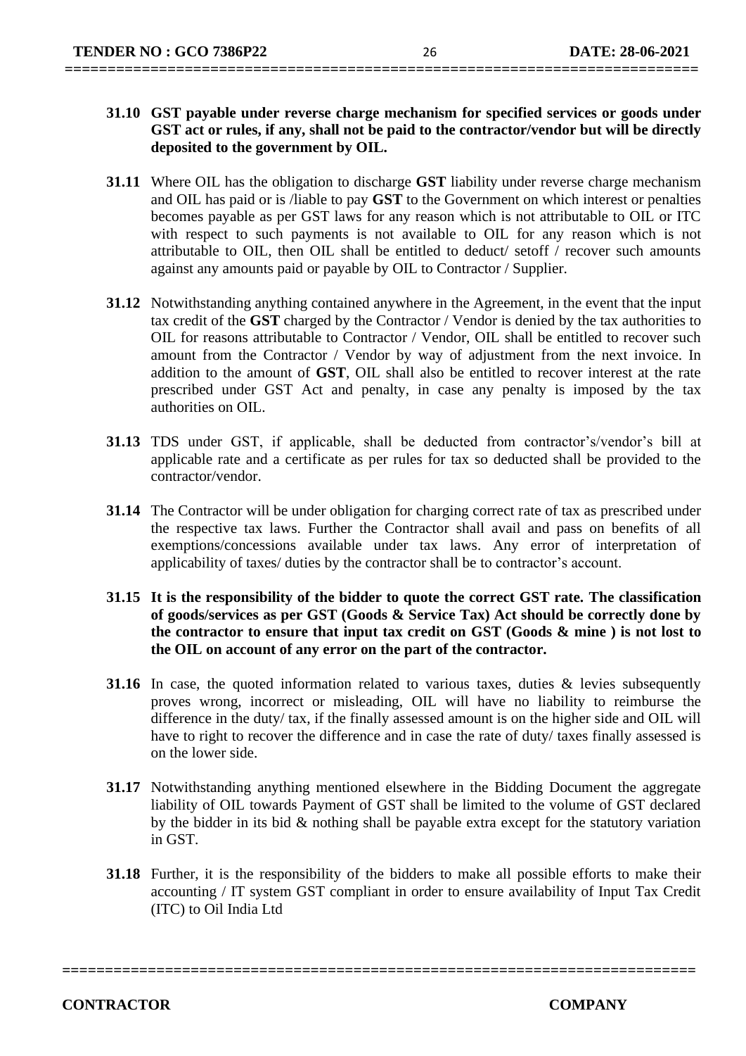**31.10 GST payable under reverse charge mechanism for specified services or goods under GST act or rules, if any, shall not be paid to the contractor/vendor but will be directly deposited to the government by OIL.**

**31.11** Where OIL has the obligation to discharge **GST** liability under reverse charge mechanism and OIL has paid or is /liable to pay **GST** to the Government on which interest or penalties becomes payable as per GST laws for any reason which is not attributable to OIL or ITC with respect to such payments is not available to OIL for any reason which is not attributable to OIL, then OIL shall be entitled to deduct/ setoff / recover such amounts against any amounts paid or payable by OIL to Contractor / Supplier.

**31.12** Notwithstanding anything contained anywhere in the Agreement, in the event that the input tax credit of the **GST** charged by the Contractor / Vendor is denied by the tax authorities to OIL for reasons attributable to Contractor / Vendor, OIL shall be entitled to recover such amount from the Contractor / Vendor by way of adjustment from the next invoice. In addition to the amount of **GST**, OIL shall also be entitled to recover interest at the rate prescribed under GST Act and penalty, in case any penalty is imposed by the tax authorities on OIL.

**31.13** TDS under GST, if applicable, shall be deducted from contractor's/vendor's bill at applicable rate and a certificate as per rules for tax so deducted shall be provided to the contractor/vendor.

**31.14** The Contractor will be under obligation for charging correct rate of tax as prescribed under the respective tax laws. Further the Contractor shall avail and pass on benefits of all exemptions/concessions available under tax laws. Any error of interpretation of applicability of taxes/ duties by the contractor shall be to contractor's account.

**31.15 It is the responsibility of the bidder to quote the correct GST rate. The classification of goods/services as per GST (Goods & Service Tax) Act should be correctly done by the contractor to ensure that input tax credit on GST (Goods & mine ) is not lost to the OIL on account of any error on the part of the contractor.**

**31.16** In case, the quoted information related to various taxes, duties & levies subsequently proves wrong, incorrect or misleading, OIL will have no liability to reimburse the difference in the duty/ tax, if the finally assessed amount is on the higher side and OIL will have to right to recover the difference and in case the rate of duty/ taxes finally assessed is on the lower side.

**31.17** Notwithstanding anything mentioned elsewhere in the Bidding Document the aggregate liability of OIL towards Payment of GST shall be limited to the volume of GST declared by the bidder in its bid & nothing shall be payable extra except for the statutory variation in GST.

**31.18** Further, it is the responsibility of the bidders to make all possible efforts to make their accounting / IT system GST compliant in order to ensure availability of Input Tax Credit (ITC) to Oil India Ltd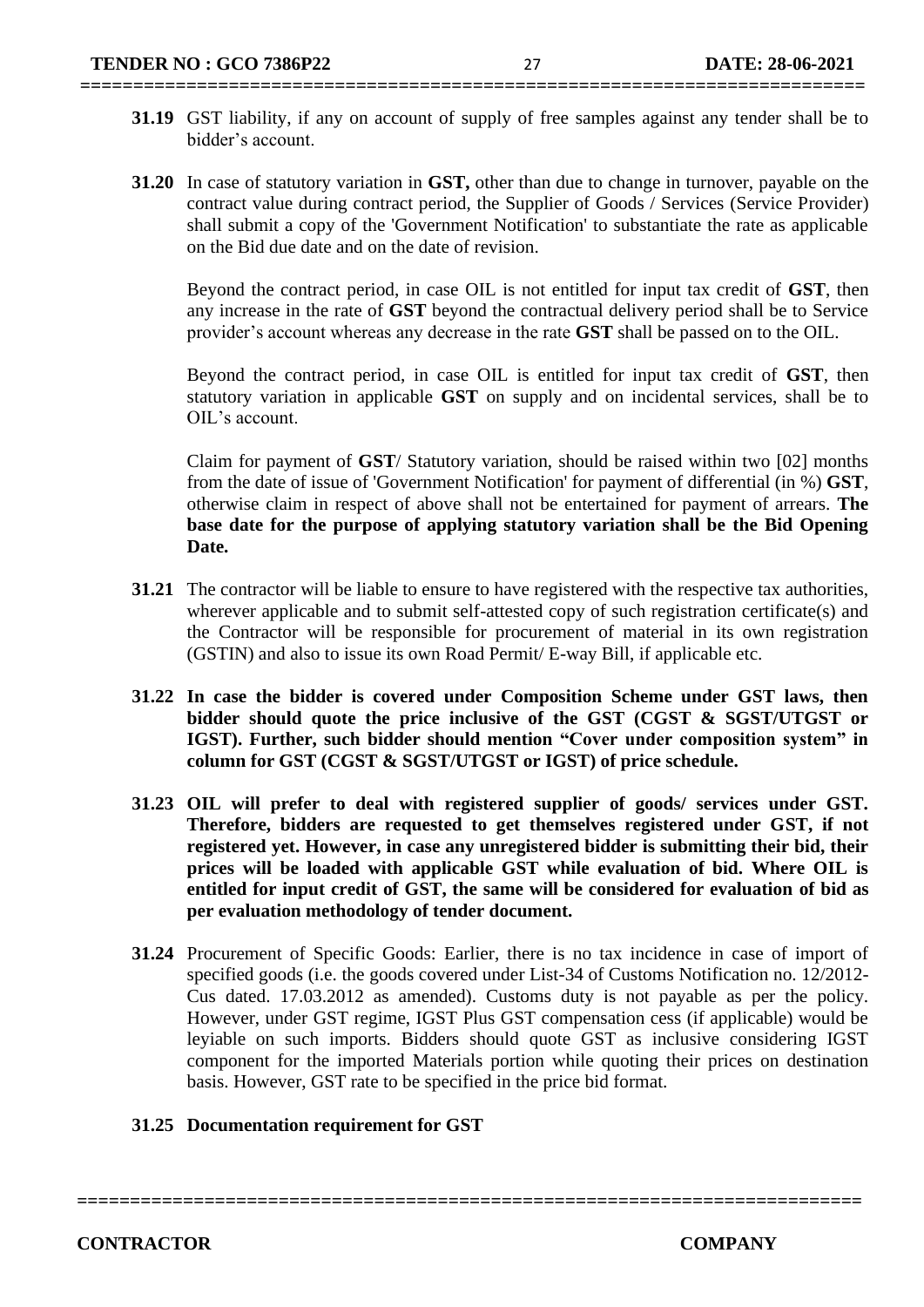**31.19** GST liability, if any on account of supply of free samples against any tender shall be to bidder's account.

**31.20** In case of statutory variation in **GST,** other than due to change in turnover, payable on the contract value during contract period, the Supplier of Goods / Services (Service Provider) shall submit a copy of the 'Government Notification' to substantiate the rate as applicable on the Bid due date and on the date of revision.

Beyond the contract period, in case OIL is not entitled for input tax credit of **GST**, then any increase in the rate of **GST** beyond the contractual delivery period shall be to Service provider's account whereas any decrease in the rate **GST** shall be passed on to the OIL.

Beyond the contract period, in case OIL is entitled for input tax credit of **GST**, then statutory variation in applicable **GST** on supply and on incidental services, shall be to OIL's account.

Claim for payment of **GST**/ Statutory variation, should be raised within two [02] months from the date of issue of 'Government Notification' for payment of differential (in %) **GST**, otherwise claim in respect of above shall not be entertained for payment of arrears. **The base date for the purpose of applying statutory variation shall be the Bid Opening Date.**

**31.21** The contractor will be liable to ensure to have registered with the respective tax authorities, wherever applicable and to submit self-attested copy of such registration certificate(s) and the Contractor will be responsible for procurement of material in its own registration (GSTIN) and also to issue its own Road Permit/ E-way Bill, if applicable etc.

**31.22 In case the bidder is covered under Composition Scheme under GST laws, then bidder should quote the price inclusive of the GST (CGST & SGST/UTGST or IGST). Further, such bidder should mention "Cover under composition system" in column for GST (CGST & SGST/UTGST or IGST) of price schedule.**

**31.23 OIL will prefer to deal with registered supplier of goods/ services under GST. Therefore, bidders are requested to get themselves registered under GST, if not registered yet. However, in case any unregistered bidder is submitting their bid, their prices will be loaded with applicable GST while evaluation of bid. Where OIL is entitled for input credit of GST, the same will be considered for evaluation of bid as per evaluation methodology of tender document.**

**31.24** Procurement of Specific Goods: Earlier, there is no tax incidence in case of import of specified goods (i.e. the goods covered under List-34 of Customs Notification no. 12/2012-Cus dated. 17.03.2012 as amended). Customs duty is not payable as per the policy. However, under GST regime, IGST Plus GST compensation cess (if applicable) would be leyiable on such imports. Bidders should quote GST as inclusive considering IGST component for the imported Materials portion while quoting their prices on destination basis. However, GST rate to be specified in the price bid format.

**31.25 Documentation requirement for GST**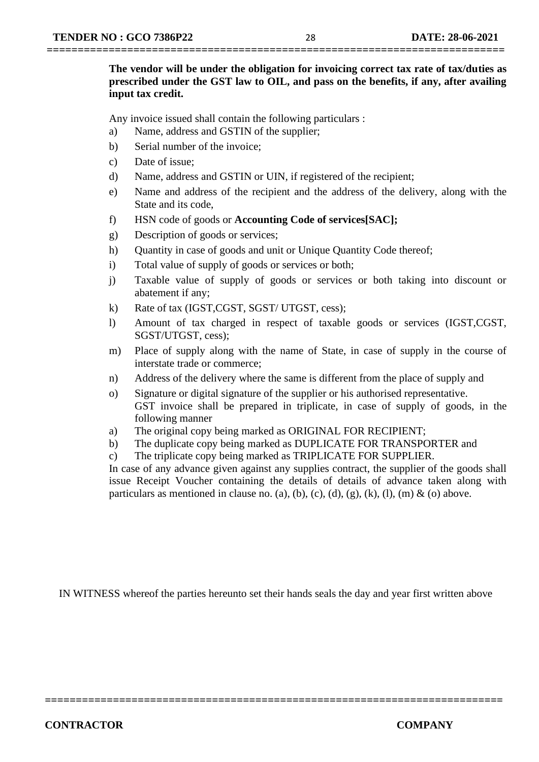**The vendor will be under the obligation for invoicing correct tax rate of tax/duties as prescribed under the GST law to OIL, and pass on the benefits, if any, after availing input tax credit.**

Any invoice issued shall contain the following particulars :

a) Name, address and GSTIN of the supplier;
b) Serial number of the invoice;
c) Date of issue;
d) Name, address and GSTIN or UIN, if registered of the recipient;
e) Name and address of the recipient and the address of the delivery, along with the State and its code,
f) HSN code of goods or **Accounting Code of services[SAC];**
g) Description of goods or services;
h) Quantity in case of goods and unit or Unique Quantity Code thereof;
i) Total value of supply of goods or services or both;
j) Taxable value of supply of goods or services or both taking into discount or abatement if any;
k) Rate of tax (IGST,CGST, SGST/ UTGST, cess);
l) Amount of tax charged in respect of taxable goods or services (IGST,CGST, SGST/UTGST, cess);
m) Place of supply along with the name of State, in case of supply in the course of interstate trade or commerce;
n) Address of the delivery where the same is different from the place of supply and
o) Signature or digital signature of the supplier or his authorised representative.
GST invoice shall be prepared in triplicate, in case of supply of goods, in the following manner

a) The original copy being marked as ORIGINAL FOR RECIPIENT;
b) The duplicate copy being marked as DUPLICATE FOR TRANSPORTER and
c) The triplicate copy being marked as TRIPLICATE FOR SUPPLIER.

In case of any advance given against any supplies contract, the supplier of the goods shall issue Receipt Voucher containing the details of details of advance taken along with particulars as mentioned in clause no. (a), (b), (c), (d), (g), (k), (l), (m) & (o) above.

IN WITNESS whereof the parties hereunto set their hands seals the day and year first written above

**CONTRACTOR** **COMPANY**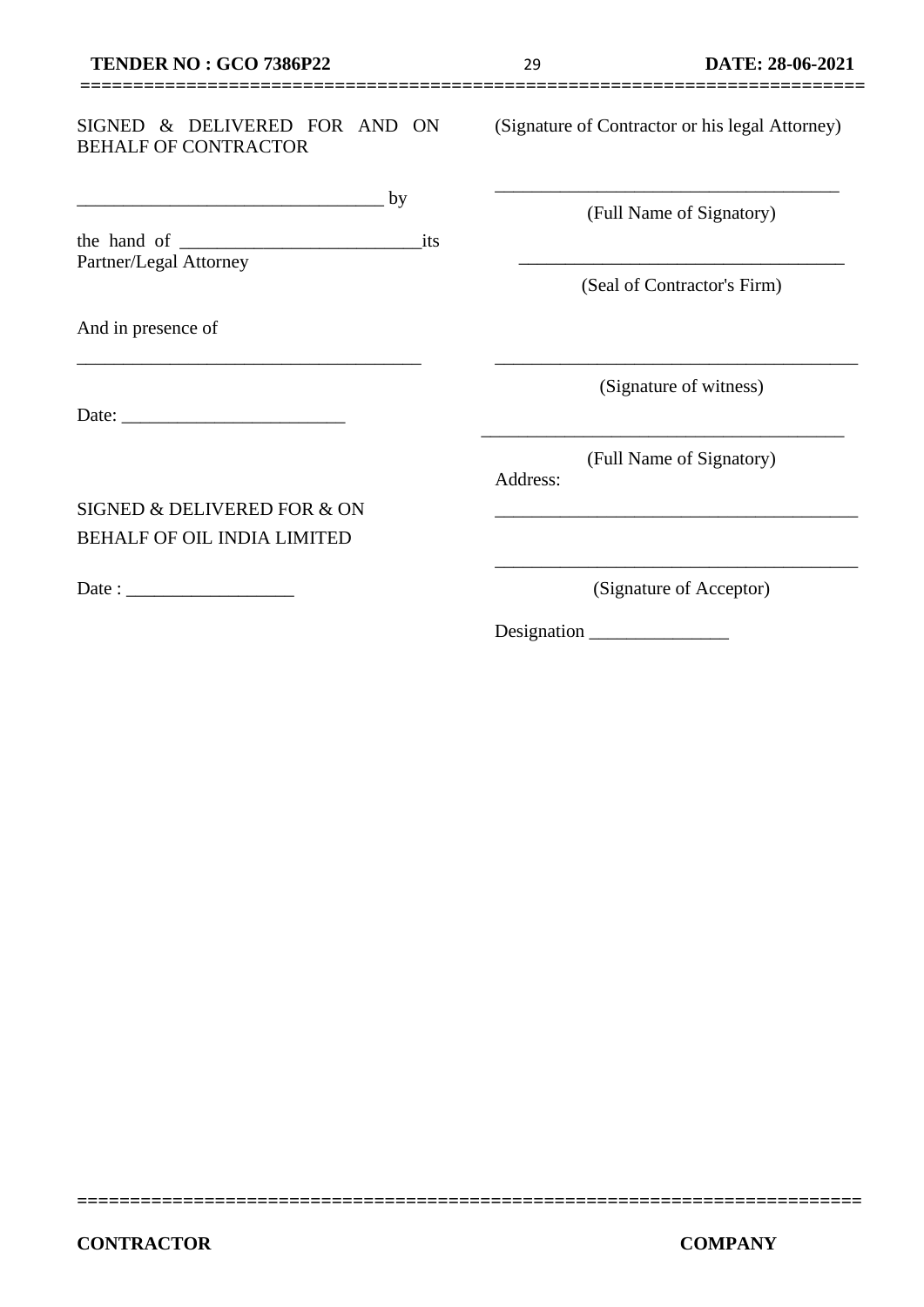SIGNED & DELIVERED FOR AND ON BEHALF OF CONTRACTOR

________________________________ by

the hand of __________________________its Partner/Legal Attorney

And in presence of

____________________________________

Date: _______________________

(Signature of Contractor or his legal Attorney)

____________________________________

(Full Name of Signatory)

__________________________________

(Seal of Contractor's Firm)

______________________________________

(Signature of witness)

______________________________________

(Full Name of Signatory)

Address:

______________________________________

SIGNED & DELIVERED FOR & ON BEHALF OF OIL INDIA LIMITED

Date : _________________

______________________________________

(Signature of Acceptor)

Designation ______________

CONTRACTOR COMPANY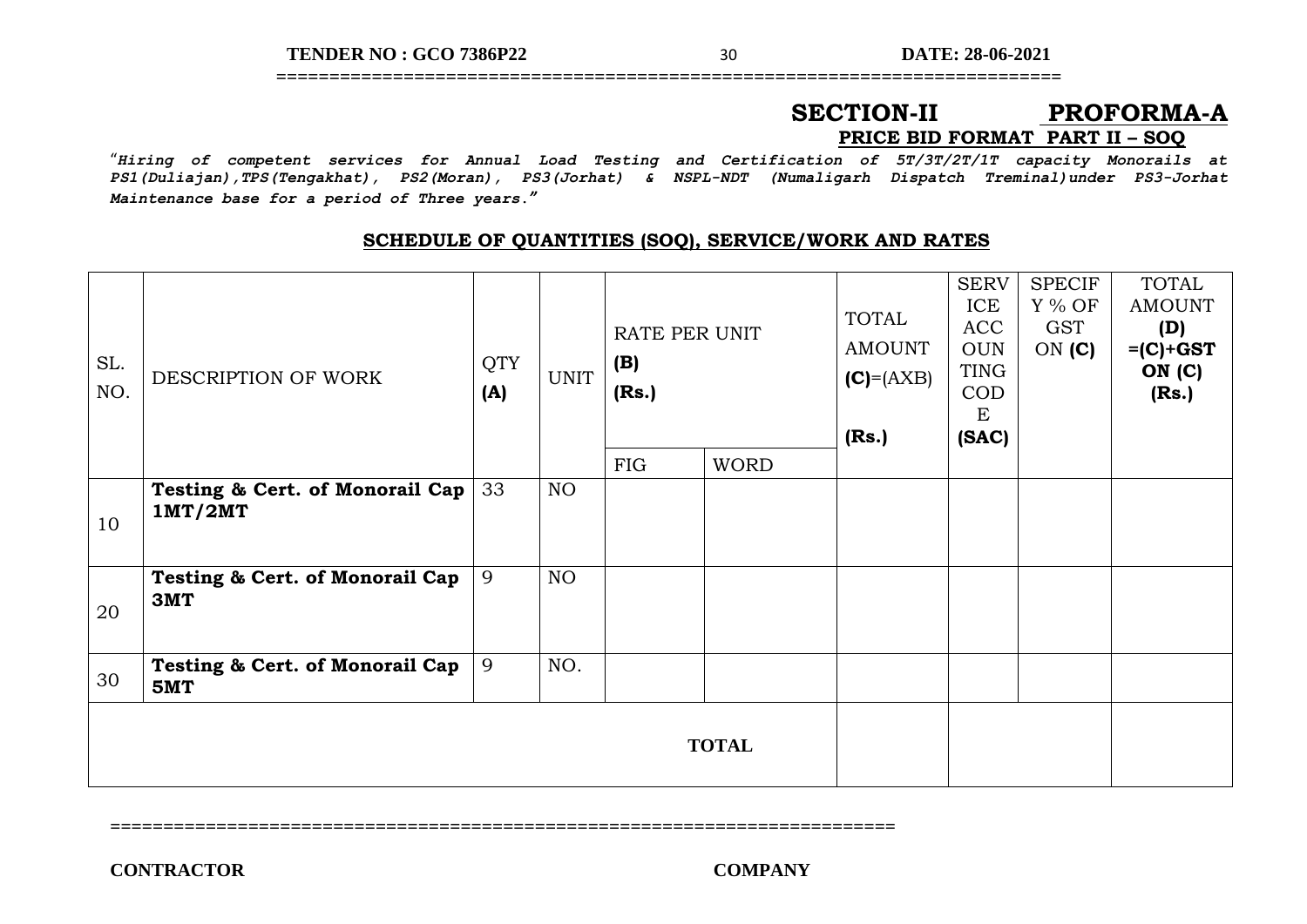# SECTION-II PROFORMA-A

**PRICE BID FORMAT PART II – SOQ**

***"Hiring of competent services for Annual Load Testing and Certification of 5T/3T/2T/1T capacity Monorails at PS1(Duliajan),TPS(Tengakhat), PS2(Moran), PS3(Jorhat) & NSPL-NDT (Numaligarh Dispatch Treminal)under PS3-Jorhat Maintenance base for a period of Three years."***

## SCHEDULE OF QUANTITIES (SOQ), SERVICE/WORK AND RATES

| SL. NO. | DESCRIPTION OF WORK | QTY **(A)** | UNIT | RATE PER UNIT **(B)** **(Rs.)** | | TOTAL AMOUNT **(C)**=(AXB) **(Rs.)** | SERVICE ACCOUNTING CODE **(SAC)** | SPECIFY % OF GST ON **(C)** | TOTAL AMOUNT **(D)** **=(C)+GST ON (C)** **(Rs.)** |
|---|---|---|---|---|---|---|---|---|---|
| | | | | FIG | WORD | | | | |
| 10 | **Testing & Cert. of Monorail Cap 1MT/2MT** | 33 | NO | | | | | | |
| 20 | **Testing & Cert. of Monorail Cap 3MT** | 9 | NO | | | | | | |
| 30 | **Testing & Cert. of Monorail Cap 5MT** | 9 | NO. | | | | | | |
| | | | | | **TOTAL** | | | | |

=======================================================================

**CONTRACTOR** **COMPANY**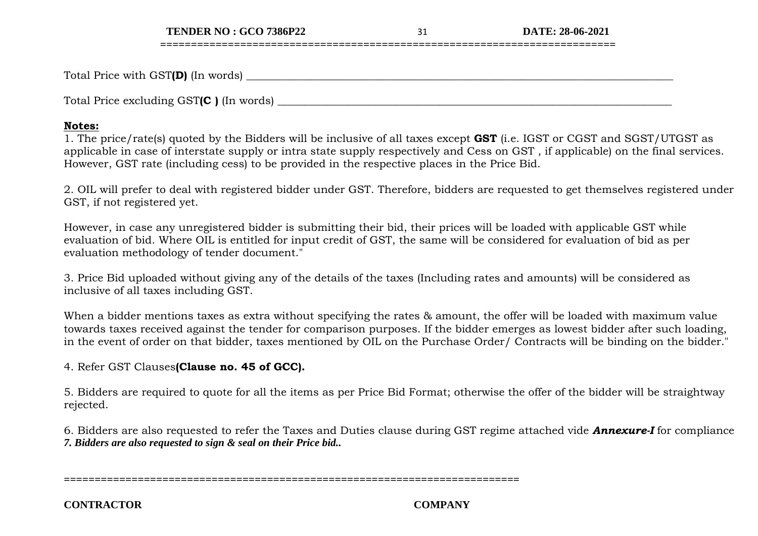Total Price with GST**(D)** (In words) ________________________________________________________________________________

Total Price excluding GST**(C )** (In words) ___________________________________________________________________________

**Notes:**

1. The price/rate(s) quoted by the Bidders will be inclusive of all taxes except **GST** (i.e. IGST or CGST and SGST/UTGST as applicable in case of interstate supply or intra state supply respectively and Cess on GST , if applicable) on the final services. However, GST rate (including cess) to be provided in the respective places in the Price Bid.

2. OIL will prefer to deal with registered bidder under GST. Therefore, bidders are requested to get themselves registered under GST, if not registered yet.

However, in case any unregistered bidder is submitting their bid, their prices will be loaded with applicable GST while evaluation of bid. Where OIL is entitled for input credit of GST, the same will be considered for evaluation of bid as per evaluation methodology of tender document."

3. Price Bid uploaded without giving any of the details of the taxes (Including rates and amounts) will be considered as inclusive of all taxes including GST.

When a bidder mentions taxes as extra without specifying the rates & amount, the offer will be loaded with maximum value towards taxes received against the tender for comparison purposes. If the bidder emerges as lowest bidder after such loading, in the event of order on that bidder, taxes mentioned by OIL on the Purchase Order/ Contracts will be binding on the bidder."

4. Refer GST Clauses**(Clause no. 45 of GCC).**

5. Bidders are required to quote for all the items as per Price Bid Format; otherwise the offer of the bidder will be straightway rejected.

6. Bidders are also requested to refer the Taxes and Duties clause during GST regime attached vide ***Annexure-I*** for compliance
***7. Bidders are also requested to sign & seal on their Price bid..***

==========================================================================

**CONTRACTOR** | **COMPANY**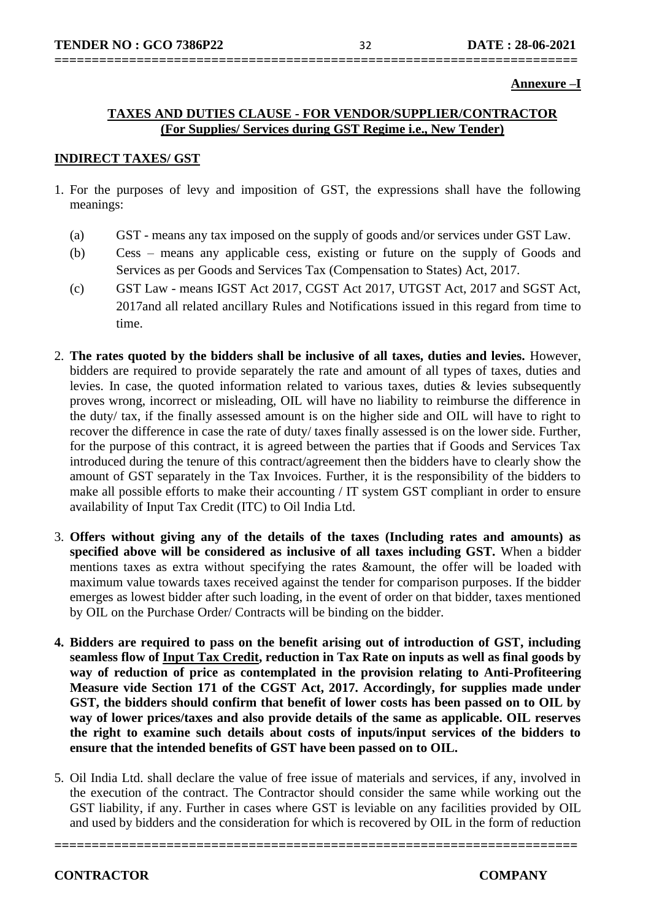**Annexure –I**

## TAXES AND DUTIES CLAUSE - FOR VENDOR/SUPPLIER/CONTRACTOR (For Supplies/ Services during GST Regime i.e., New Tender)

### INDIRECT TAXES/ GST

1. For the purposes of levy and imposition of GST, the expressions shall have the following meanings:

   (a) GST - means any tax imposed on the supply of goods and/or services under GST Law.

   (b) Cess – means any applicable cess, existing or future on the supply of Goods and Services as per Goods and Services Tax (Compensation to States) Act, 2017.

   (c) GST Law - means IGST Act 2017, CGST Act 2017, UTGST Act, 2017 and SGST Act, 2017and all related ancillary Rules and Notifications issued in this regard from time to time.

2. **The rates quoted by the bidders shall be inclusive of all taxes, duties and levies.** However, bidders are required to provide separately the rate and amount of all types of taxes, duties and levies. In case, the quoted information related to various taxes, duties & levies subsequently proves wrong, incorrect or misleading, OIL will have no liability to reimburse the difference in the duty/ tax, if the finally assessed amount is on the higher side and OIL will have to right to recover the difference in case the rate of duty/ taxes finally assessed is on the lower side. Further, for the purpose of this contract, it is agreed between the parties that if Goods and Services Tax introduced during the tenure of this contract/agreement then the bidders have to clearly show the amount of GST separately in the Tax Invoices. Further, it is the responsibility of the bidders to make all possible efforts to make their accounting / IT system GST compliant in order to ensure availability of Input Tax Credit (ITC) to Oil India Ltd.

3. **Offers without giving any of the details of the taxes (Including rates and amounts) as specified above will be considered as inclusive of all taxes including GST.** When a bidder mentions taxes as extra without specifying the rates &amount, the offer will be loaded with maximum value towards taxes received against the tender for comparison purposes. If the bidder emerges as lowest bidder after such loading, in the event of order on that bidder, taxes mentioned by OIL on the Purchase Order/ Contracts will be binding on the bidder.

4. **Bidders are required to pass on the benefit arising out of introduction of GST, including seamless flow of <u>Input Tax Credit</u>, reduction in Tax Rate on inputs as well as final goods by way of reduction of price as contemplated in the provision relating to Anti-Profiteering Measure vide Section 171 of the CGST Act, 2017. Accordingly, for supplies made under GST, the bidders should confirm that benefit of lower costs has been passed on to OIL by way of lower prices/taxes and also provide details of the same as applicable. OIL reserves the right to examine such details about costs of inputs/input services of the bidders to ensure that the intended benefits of GST have been passed on to OIL.**

5. Oil India Ltd. shall declare the value of free issue of materials and services, if any, involved in the execution of the contract. The Contractor should consider the same while working out the GST liability, if any. Further in cases where GST is leviable on any facilities provided by OIL and used by bidders and the consideration for which is recovered by OIL in the form of reduction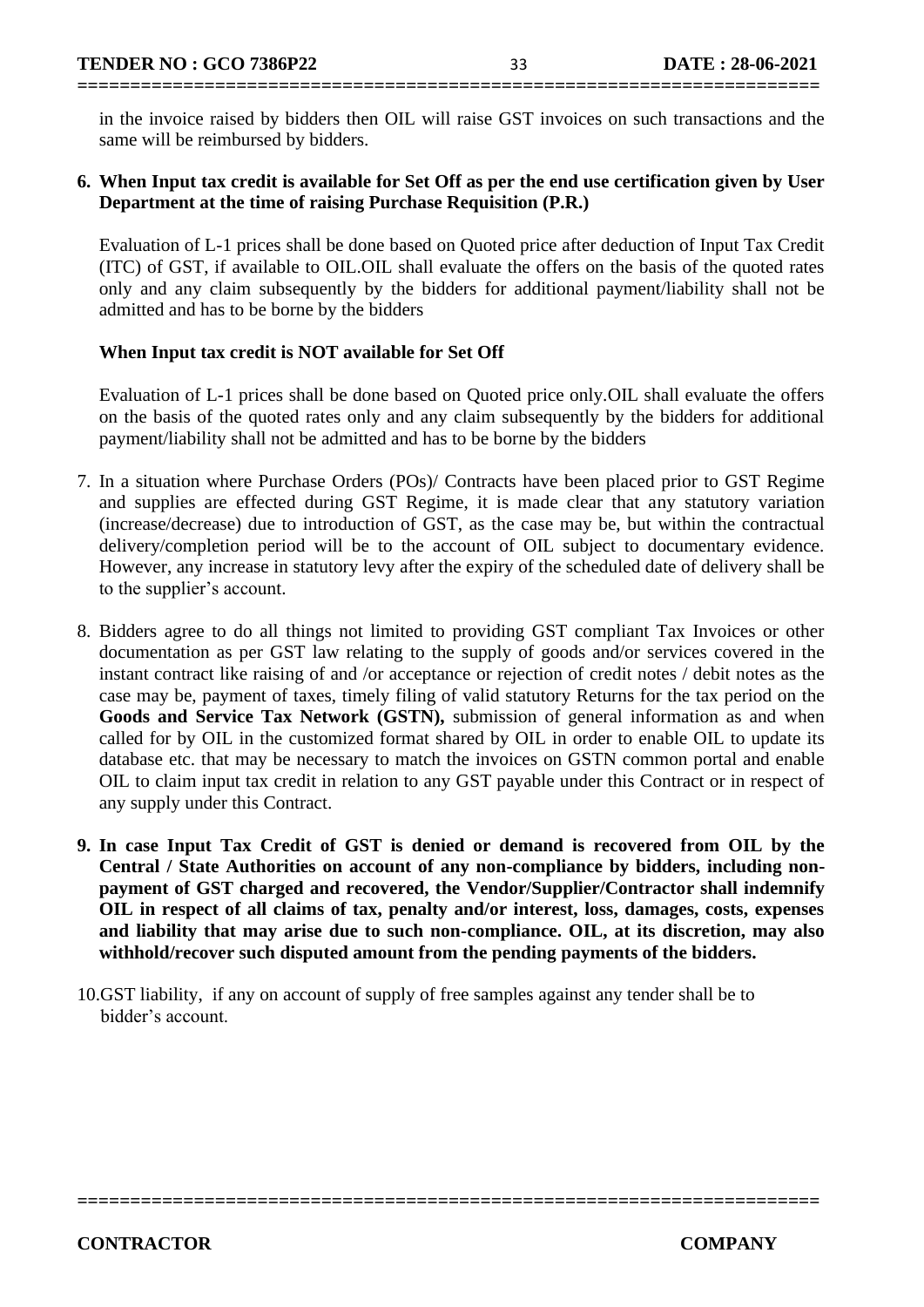in the invoice raised by bidders then OIL will raise GST invoices on such transactions and the same will be reimbursed by bidders.

**6. When Input tax credit is available for Set Off as per the end use certification given by User Department at the time of raising Purchase Requisition (P.R.)**

Evaluation of L-1 prices shall be done based on Quoted price after deduction of Input Tax Credit (ITC) of GST, if available to OIL.OIL shall evaluate the offers on the basis of the quoted rates only and any claim subsequently by the bidders for additional payment/liability shall not be admitted and has to be borne by the bidders

**When Input tax credit is NOT available for Set Off**

Evaluation of L-1 prices shall be done based on Quoted price only.OIL shall evaluate the offers on the basis of the quoted rates only and any claim subsequently by the bidders for additional payment/liability shall not be admitted and has to be borne by the bidders

7. In a situation where Purchase Orders (POs)/ Contracts have been placed prior to GST Regime and supplies are effected during GST Regime, it is made clear that any statutory variation (increase/decrease) due to introduction of GST, as the case may be, but within the contractual delivery/completion period will be to the account of OIL subject to documentary evidence. However, any increase in statutory levy after the expiry of the scheduled date of delivery shall be to the supplier's account.

8. Bidders agree to do all things not limited to providing GST compliant Tax Invoices or other documentation as per GST law relating to the supply of goods and/or services covered in the instant contract like raising of and /or acceptance or rejection of credit notes / debit notes as the case may be, payment of taxes, timely filing of valid statutory Returns for the tax period on the **Goods and Service Tax Network (GSTN),** submission of general information as and when called for by OIL in the customized format shared by OIL in order to enable OIL to update its database etc. that may be necessary to match the invoices on GSTN common portal and enable OIL to claim input tax credit in relation to any GST payable under this Contract or in respect of any supply under this Contract.

**9. In case Input Tax Credit of GST is denied or demand is recovered from OIL by the Central / State Authorities on account of any non-compliance by bidders, including non-payment of GST charged and recovered, the Vendor/Supplier/Contractor shall indemnify OIL in respect of all claims of tax, penalty and/or interest, loss, damages, costs, expenses and liability that may arise due to such non-compliance. OIL, at its discretion, may also withhold/recover such disputed amount from the pending payments of the bidders.**

10. GST liability, if any on account of supply of free samples against any tender shall be to bidder's account.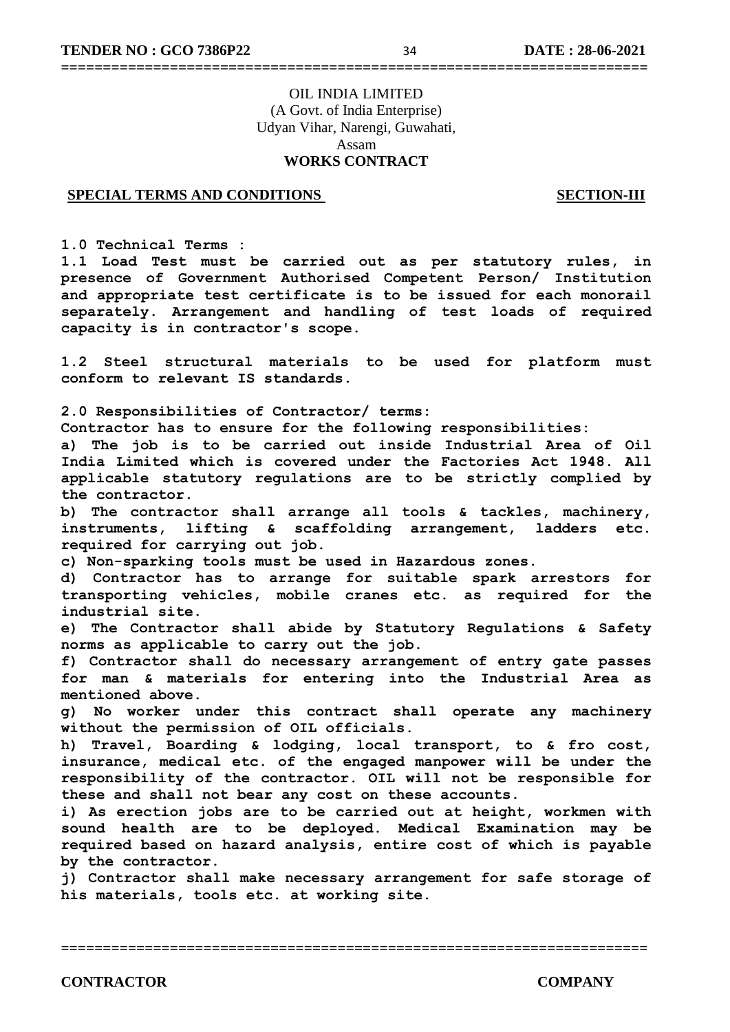OIL INDIA LIMITED
(A Govt. of India Enterprise)
Udyan Vihar, Narengi, Guwahati,
Assam
**WORKS CONTRACT**

**SPECIAL TERMS AND CONDITIONS** **SECTION-III**

**1.0 Technical Terms :**

**1.1 Load Test must be carried out as per statutory rules, in presence of Government Authorised Competent Person/ Institution and appropriate test certificate is to be issued for each monorail separately. Arrangement and handling of test loads of required capacity is in contractor's scope.**

**1.2 Steel structural materials to be used for platform must conform to relevant IS standards.**

**2.0 Responsibilities of Contractor/ terms:**

**Contractor has to ensure for the following responsibilities:**

**a) The job is to be carried out inside Industrial Area of Oil India Limited which is covered under the Factories Act 1948. All applicable statutory regulations are to be strictly complied by the contractor.**

**b) The contractor shall arrange all tools & tackles, machinery, instruments, lifting & scaffolding arrangement, ladders etc. required for carrying out job.**

**c) Non-sparking tools must be used in Hazardous zones.**

**d) Contractor has to arrange for suitable spark arrestors for transporting vehicles, mobile cranes etc. as required for the industrial site.**

**e) The Contractor shall abide by Statutory Regulations & Safety norms as applicable to carry out the job.**

**f) Contractor shall do necessary arrangement of entry gate passes for man & materials for entering into the Industrial Area as mentioned above.**

**g) No worker under this contract shall operate any machinery without the permission of OIL officials.**

**h) Travel, Boarding & lodging, local transport, to & fro cost, insurance, medical etc. of the engaged manpower will be under the responsibility of the contractor. OIL will not be responsible for these and shall not bear any cost on these accounts.**

**i) As erection jobs are to be carried out at height, workmen with sound health are to be deployed. Medical Examination may be required based on hazard analysis, entire cost of which is payable by the contractor.**

**j) Contractor shall make necessary arrangement for safe storage of his materials, tools etc. at working site.**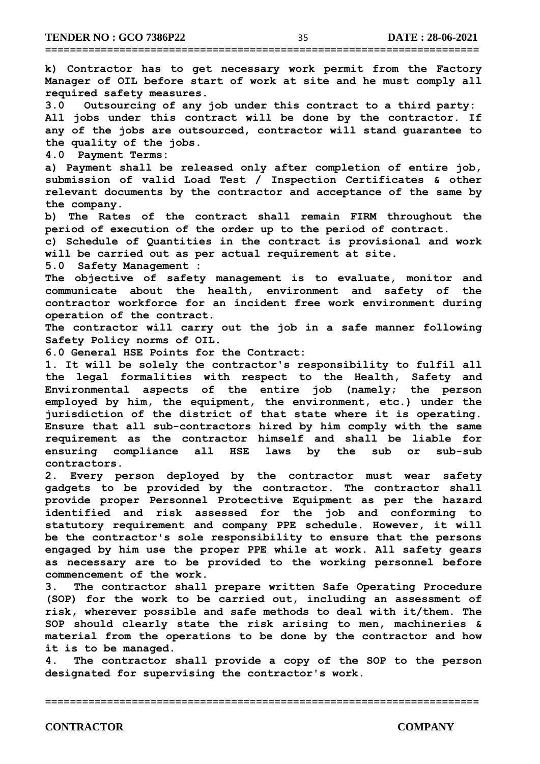**k) Contractor has to get necessary work permit from the Factory Manager of OIL before start of work at site and he must comply all required safety measures.**

**3.0 Outsourcing of any job under this contract to a third party:**

**All jobs under this contract will be done by the contractor. If any of the jobs are outsourced, contractor will stand guarantee to the quality of the jobs.**

**4.0 Payment Terms:**

**a) Payment shall be released only after completion of entire job, submission of valid Load Test / Inspection Certificates & other relevant documents by the contractor and acceptance of the same by the company.**

**b) The Rates of the contract shall remain FIRM throughout the period of execution of the order up to the period of contract.**

**c) Schedule of Quantities in the contract is provisional and work will be carried out as per actual requirement at site.**

**5.0 Safety Management :**

**The objective of safety management is to evaluate, monitor and communicate about the health, environment and safety of the contractor workforce for an incident free work environment during operation of the contract.**

**The contractor will carry out the job in a safe manner following Safety Policy norms of OIL.**

**6.0 General HSE Points for the Contract:**

**1. It will be solely the contractor's responsibility to fulfil all the legal formalities with respect to the Health, Safety and Environmental aspects of the entire job (namely; the person employed by him, the equipment, the environment, etc.) under the jurisdiction of the district of that state where it is operating. Ensure that all sub-contractors hired by him comply with the same requirement as the contractor himself and shall be liable for ensuring compliance all HSE laws by the sub or sub-sub contractors.**

**2. Every person deployed by the contractor must wear safety gadgets to be provided by the contractor. The contractor shall provide proper Personnel Protective Equipment as per the hazard identified and risk assessed for the job and conforming to statutory requirement and company PPE schedule. However, it will be the contractor's sole responsibility to ensure that the persons engaged by him use the proper PPE while at work. All safety gears as necessary are to be provided to the working personnel before commencement of the work.**

**3. The contractor shall prepare written Safe Operating Procedure (SOP) for the work to be carried out, including an assessment of risk, wherever possible and safe methods to deal with it/them. The SOP should clearly state the risk arising to men, machineries & material from the operations to be done by the contractor and how it is to be managed.**

**4. The contractor shall provide a copy of the SOP to the person designated for supervising the contractor's work.**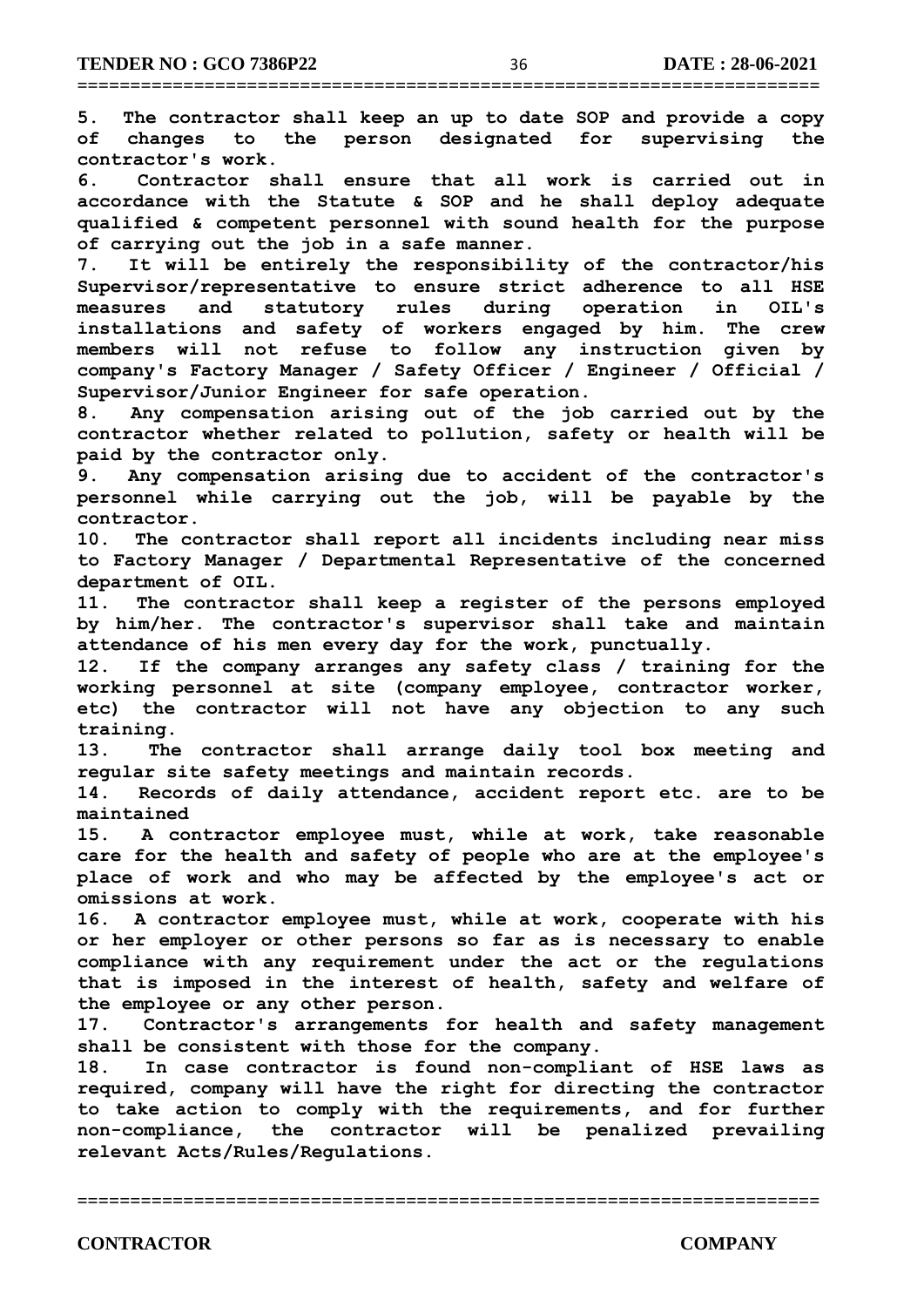5. The contractor shall keep an up to date SOP and provide a copy of changes to the person designated for supervising the contractor's work.

6. Contractor shall ensure that all work is carried out in accordance with the Statute & SOP and he shall deploy adequate qualified & competent personnel with sound health for the purpose of carrying out the job in a safe manner.

7. It will be entirely the responsibility of the contractor/his Supervisor/representative to ensure strict adherence to all HSE measures and statutory rules during operation in OIL's installations and safety of workers engaged by him. The crew members will not refuse to follow any instruction given by company's Factory Manager / Safety Officer / Engineer / Official / Supervisor/Junior Engineer for safe operation.

8. Any compensation arising out of the job carried out by the contractor whether related to pollution, safety or health will be paid by the contractor only.

9. Any compensation arising due to accident of the contractor's personnel while carrying out the job, will be payable by the contractor.

10. The contractor shall report all incidents including near miss to Factory Manager / Departmental Representative of the concerned department of OIL.

11. The contractor shall keep a register of the persons employed by him/her. The contractor's supervisor shall take and maintain attendance of his men every day for the work, punctually.

12. If the company arranges any safety class / training for the working personnel at site (company employee, contractor worker, etc) the contractor will not have any objection to any such training.

13. The contractor shall arrange daily tool box meeting and regular site safety meetings and maintain records.

14. Records of daily attendance, accident report etc. are to be maintained

15. A contractor employee must, while at work, take reasonable care for the health and safety of people who are at the employee's place of work and who may be affected by the employee's act or omissions at work.

16. A contractor employee must, while at work, cooperate with his or her employer or other persons so far as is necessary to enable compliance with any requirement under the act or the regulations that is imposed in the interest of health, safety and welfare of the employee or any other person.

17. Contractor's arrangements for health and safety management shall be consistent with those for the company.

18. In case contractor is found non-compliant of HSE laws as required, company will have the right for directing the contractor to take action to comply with the requirements, and for further non-compliance, the contractor will be penalized prevailing relevant Acts/Rules/Regulations.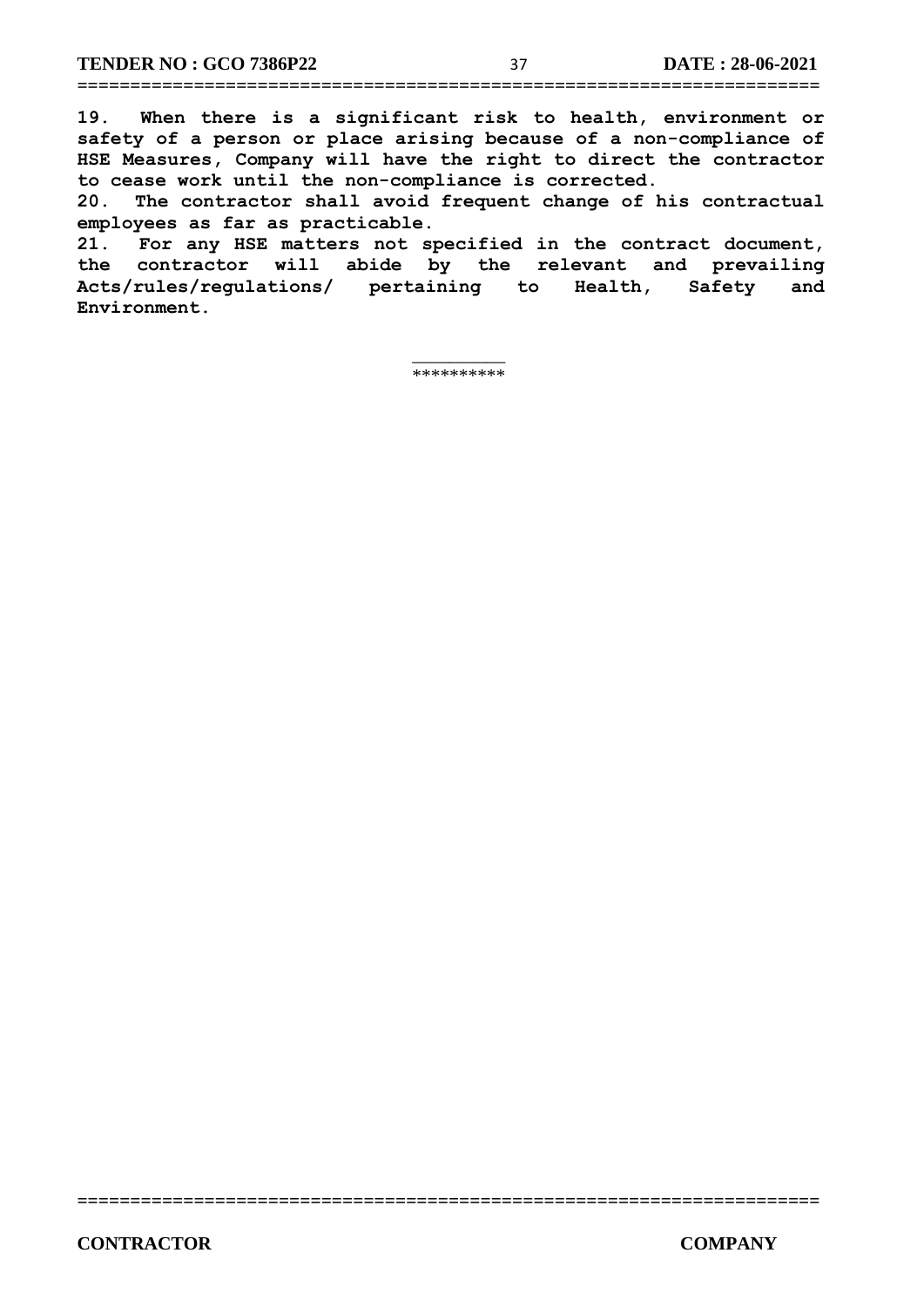**19. When there is a significant risk to health, environment or safety of a person or place arising because of a non-compliance of HSE Measures, Company will have the right to direct the contractor to cease work until the non-compliance is corrected.**

**20. The contractor shall avoid frequent change of his contractual employees as far as practicable.**

**21. For any HSE matters not specified in the contract document, the contractor will abide by the relevant and prevailing Acts/rules/regulations/ pertaining to Health, Safety and Environment.**

*********

CONTRACTOR COMPANY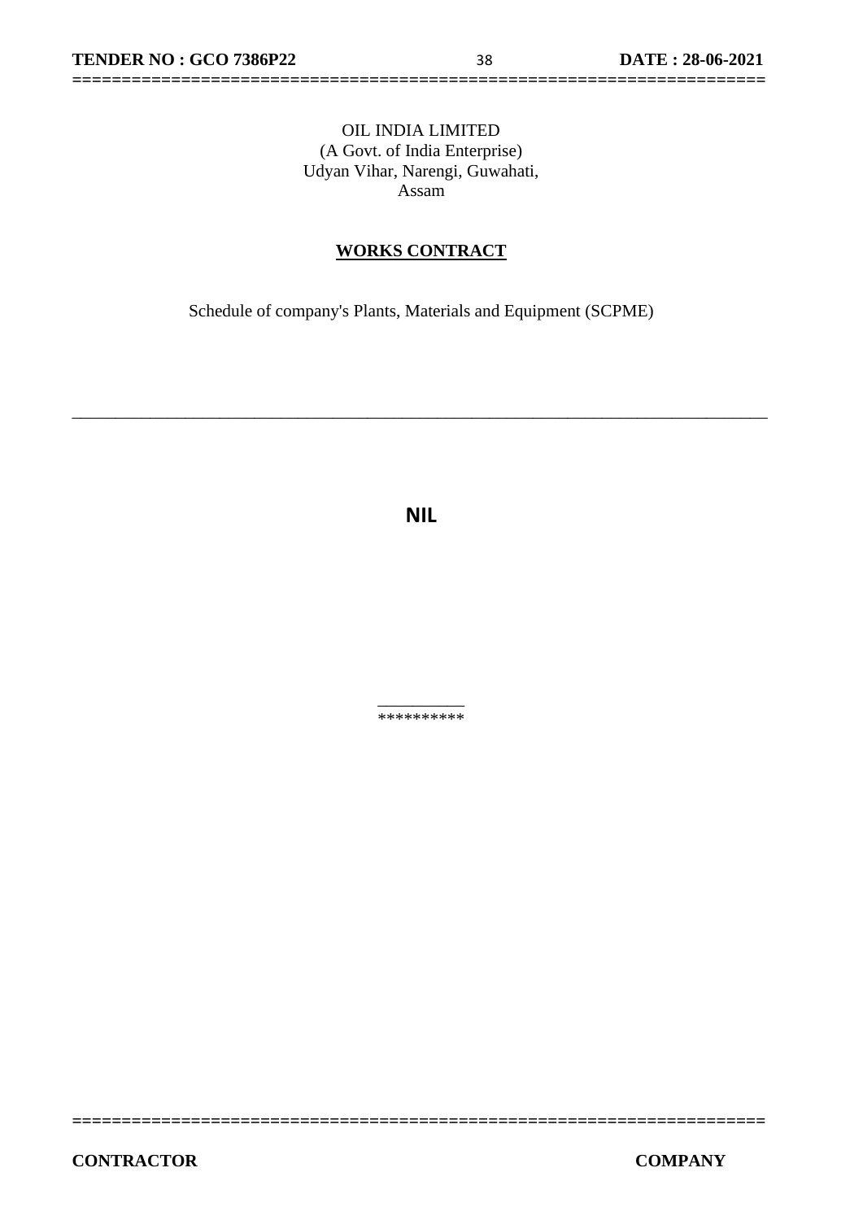OIL INDIA LIMITED
(A Govt. of India Enterprise)
Udyan Vihar, Narengi, Guwahati,
Assam

## WORKS CONTRACT

Schedule of company's Plants, Materials and Equipment (SCPME)

---

**NIL**

**********

CONTRACTOR | COMPANY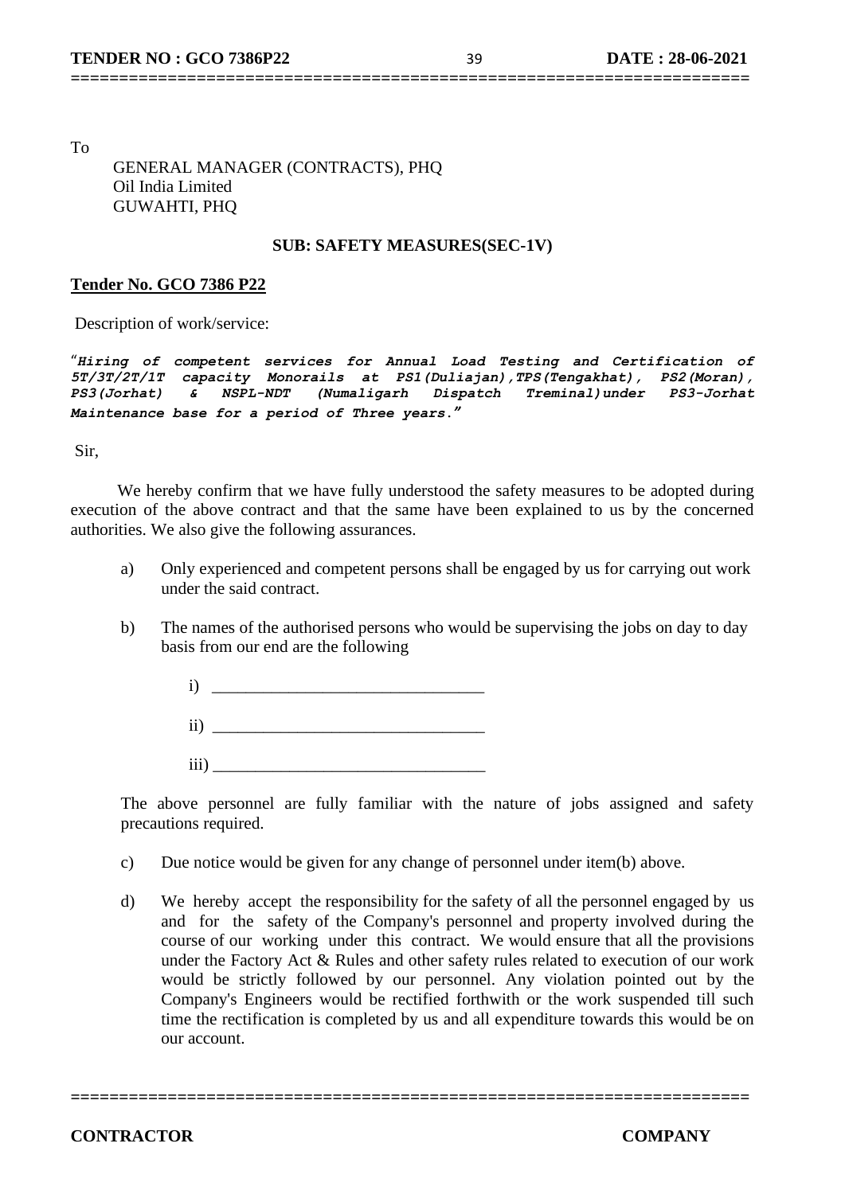To

GENERAL MANAGER (CONTRACTS), PHQ
Oil India Limited
GUWAHTI, PHQ

**SUB: SAFETY MEASURES(SEC-1V)**

**Tender No. GCO 7386 P22**

Description of work/service:

"***Hiring of competent services for Annual Load Testing and Certification of 5T/3T/2T/1T capacity Monorails at PS1(Duliajan),TPS(Tengakhat), PS2(Moran), PS3(Jorhat) & NSPL-NDT (Numaligarh Dispatch Treminal)under PS3-Jorhat Maintenance base for a period of Three years."***

Sir,

We hereby confirm that we have fully understood the safety measures to be adopted during execution of the above contract and that the same have been explained to us by the concerned authorities. We also give the following assurances.

a) Only experienced and competent persons shall be engaged by us for carrying out work under the said contract.

b) The names of the authorised persons who would be supervising the jobs on day to day basis from our end are the following

i) ________________________________

ii) ________________________________

iii) ________________________________

The above personnel are fully familiar with the nature of jobs assigned and safety precautions required.

c) Due notice would be given for any change of personnel under item(b) above.

d) We hereby accept the responsibility for the safety of all the personnel engaged by us and for the safety of the Company's personnel and property involved during the course of our working under this contract. We would ensure that all the provisions under the Factory Act & Rules and other safety rules related to execution of our work would be strictly followed by our personnel. Any violation pointed out by the Company's Engineers would be rectified forthwith or the work suspended till such time the rectification is completed by us and all expenditure towards this would be on our account.

**CONTRACTOR** **COMPANY**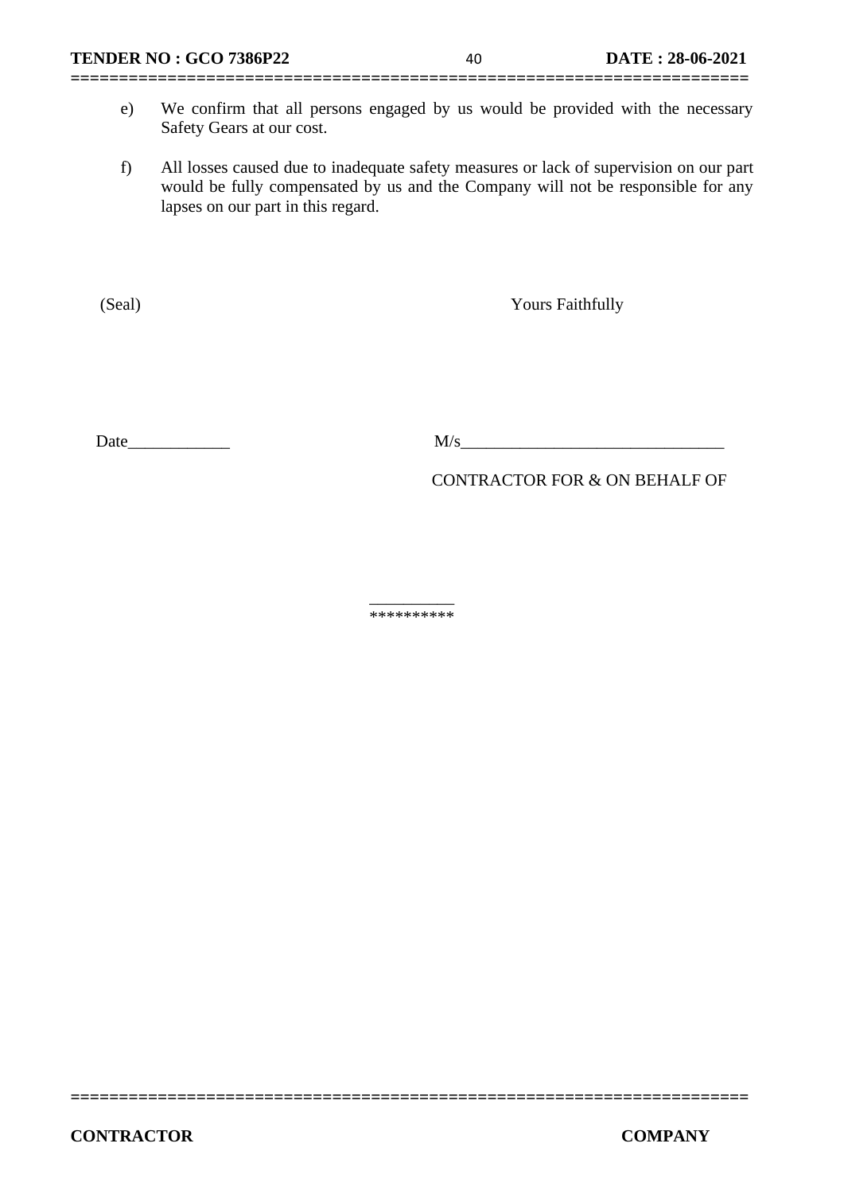e) We confirm that all persons engaged by us would be provided with the necessary Safety Gears at our cost.

f) All losses caused due to inadequate safety measures or lack of supervision on our part would be fully compensated by us and the Company will not be responsible for any lapses on our part in this regard.

(Seal) Yours Faithfully

Date____________ M/s_______________________________

CONTRACTOR FOR & ON BEHALF OF

__________
**********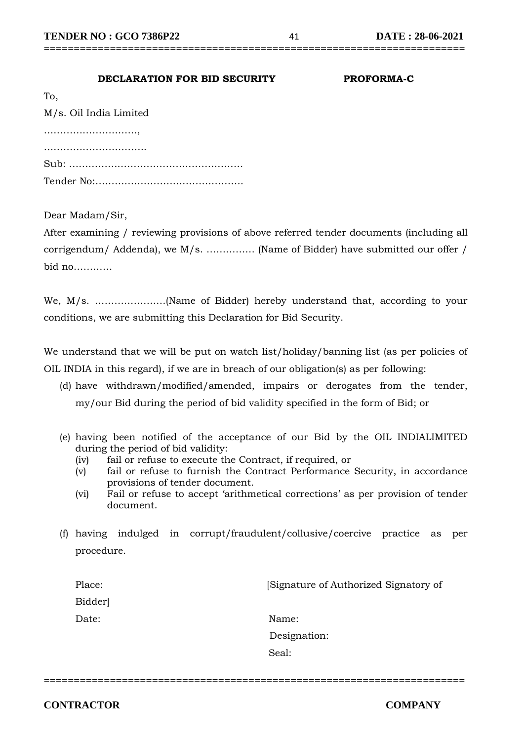**DECLARATION FOR BID SECURITY** **PROFORMA-C**

To,

M/s. Oil India Limited

………………………,

…………………………

Sub: ………………………………………………

Tender No:………………………………………

Dear Madam/Sir,

After examining / reviewing provisions of above referred tender documents (including all corrigendum/ Addenda), we M/s. …………… (Name of Bidder) have submitted our offer / bid no…………

We, M/s. ………………….(Name of Bidder) hereby understand that, according to your conditions, we are submitting this Declaration for Bid Security.

We understand that we will be put on watch list/holiday/banning list (as per policies of OIL INDIA in this regard), if we are in breach of our obligation(s) as per following:

(d) have withdrawn/modified/amended, impairs or derogates from the tender, my/our Bid during the period of bid validity specified in the form of Bid; or

(e) having been notified of the acceptance of our Bid by the OIL INDIALIMITED during the period of bid validity:
  - (iv) fail or refuse to execute the Contract, if required, or
  - (v) fail or refuse to furnish the Contract Performance Security, in accordance provisions of tender document.
  - (vi) Fail or refuse to accept 'arithmetical corrections' as per provision of tender document.

(f) having indulged in corrupt/fraudulent/collusive/coercive practice as per procedure.

Place: [Signature of Authorized Signatory of Bidder]

Date: Name:

Designation:

Seal:

**CONTRACTOR** **COMPANY**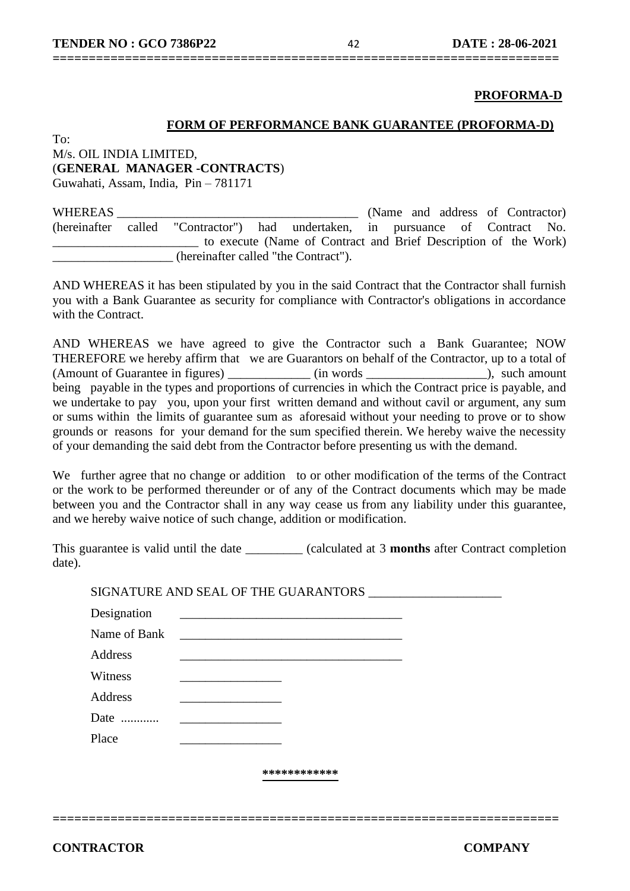**PROFORMA-D**

**FORM OF PERFORMANCE BANK GUARANTEE (PROFORMA-D)**

To:
M/s. OIL INDIA LIMITED,
(**GENERAL MANAGER -CONTRACTS**)
Guwahati, Assam, India, Pin – 781171

WHEREAS ______________________________________ (Name and address of Contractor) (hereinafter called "Contractor") had undertaken, in pursuance of Contract No. _______________________ to execute (Name of Contract and Brief Description of the Work) ___________________ (hereinafter called "the Contract").

AND WHEREAS it has been stipulated by you in the said Contract that the Contractor shall furnish you with a Bank Guarantee as security for compliance with Contractor's obligations in accordance with the Contract.

AND WHEREAS we have agreed to give the Contractor such a Bank Guarantee; NOW THEREFORE we hereby affirm that we are Guarantors on behalf of the Contractor, up to a total of (Amount of Guarantee in figures) _____________ (in words ___________________), such amount being payable in the types and proportions of currencies in which the Contract price is payable, and we undertake to pay you, upon your first written demand and without cavil or argument, any sum or sums within the limits of guarantee sum as aforesaid without your needing to prove or to show grounds or reasons for your demand for the sum specified therein. We hereby waive the necessity of your demanding the said debt from the Contractor before presenting us with the demand.

We further agree that no change or addition to or other modification of the terms of the Contract or the work to be performed thereunder or of any of the Contract documents which may be made between you and the Contractor shall in any way cease us from any liability under this guarantee, and we hereby waive notice of such change, addition or modification.

This guarantee is valid until the date _________ (calculated at 3 **months** after Contract completion date).

SIGNATURE AND SEAL OF THE GUARANTORS ____________________

Designation __________________________________

Name of Bank __________________________________

Address __________________________________

Witness ________________

Address ________________

Date ............ ________________

Place ________________

************

**CONTRACTOR** **COMPANY**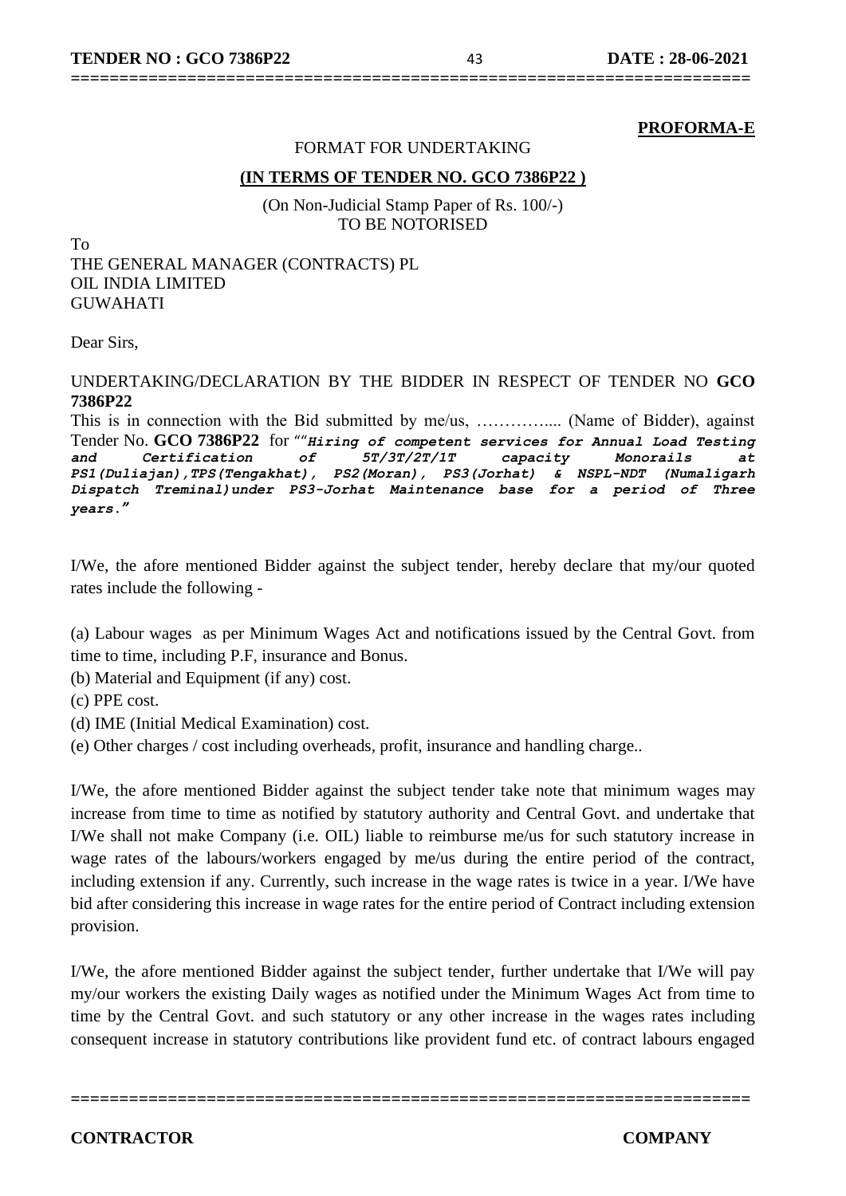**PROFORMA-E**

FORMAT FOR UNDERTAKING

**(IN TERMS OF TENDER NO. GCO 7386P22 )**

(On Non-Judicial Stamp Paper of Rs. 100/-)
TO BE NOTORISED

To
THE GENERAL MANAGER (CONTRACTS) PL
OIL INDIA LIMITED
GUWAHATI

Dear Sirs,

UNDERTAKING/DECLARATION BY THE BIDDER IN RESPECT OF TENDER NO **GCO 7386P22**

This is in connection with the Bid submitted by me/us, ………….... (Name of Bidder), against Tender No. **GCO 7386P22** for "*"Hiring of competent services for Annual Load Testing and Certification of 5T/3T/2T/1T capacity Monorails at PS1(Duliajan),TPS(Tengakhat), PS2(Moran), PS3(Jorhat) & NSPL-NDT (Numaligarh Dispatch Treminal)under PS3-Jorhat Maintenance base for a period of Three years."*

I/We, the afore mentioned Bidder against the subject tender, hereby declare that my/our quoted rates include the following -

(a) Labour wages as per Minimum Wages Act and notifications issued by the Central Govt. from time to time, including P.F, insurance and Bonus.

(b) Material and Equipment (if any) cost.

(c) PPE cost.

(d) IME (Initial Medical Examination) cost.

(e) Other charges / cost including overheads, profit, insurance and handling charge..

I/We, the afore mentioned Bidder against the subject tender take note that minimum wages may increase from time to time as notified by statutory authority and Central Govt. and undertake that I/We shall not make Company (i.e. OIL) liable to reimburse me/us for such statutory increase in wage rates of the labours/workers engaged by me/us during the entire period of the contract, including extension if any. Currently, such increase in the wage rates is twice in a year. I/We have bid after considering this increase in wage rates for the entire period of Contract including extension provision.

I/We, the afore mentioned Bidder against the subject tender, further undertake that I/We will pay my/our workers the existing Daily wages as notified under the Minimum Wages Act from time to time by the Central Govt. and such statutory or any other increase in the wages rates including consequent increase in statutory contributions like provident fund etc. of contract labours engaged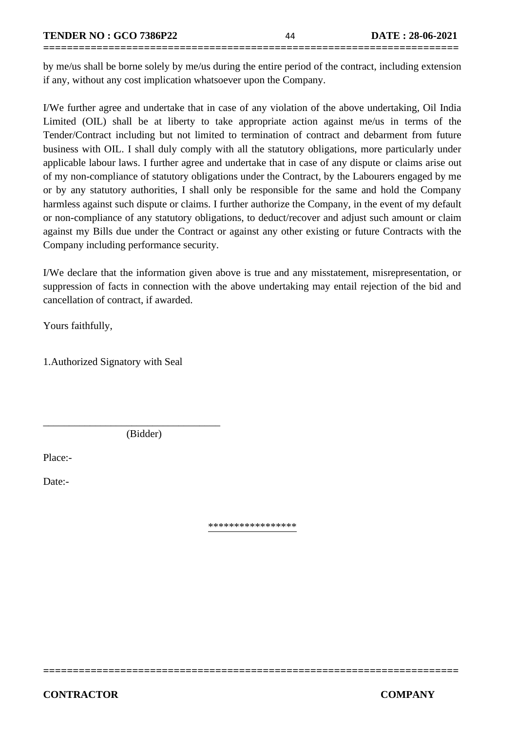by me/us shall be borne solely by me/us during the entire period of the contract, including extension if any, without any cost implication whatsoever upon the Company.

I/We further agree and undertake that in case of any violation of the above undertaking, Oil India Limited (OIL) shall be at liberty to take appropriate action against me/us in terms of the Tender/Contract including but not limited to termination of contract and debarment from future business with OIL. I shall duly comply with all the statutory obligations, more particularly under applicable labour laws. I further agree and undertake that in case of any dispute or claims arise out of my non-compliance of statutory obligations under the Contract, by the Labourers engaged by me or by any statutory authorities, I shall only be responsible for the same and hold the Company harmless against such dispute or claims. I further authorize the Company, in the event of my default or non-compliance of any statutory obligations, to deduct/recover and adjust such amount or claim against my Bills due under the Contract or against any other existing or future Contracts with the Company including performance security.

I/We declare that the information given above is true and any misstatement, misrepresentation, or suppression of facts in connection with the above undertaking may entail rejection of the bid and cancellation of contract, if awarded.

Yours faithfully,

1.Authorized Signatory with Seal

\_\_\_\_\_\_\_\_\_\_\_\_\_\_\_\_\_\_\_\_\_\_\_\_\_\_\_\_\_\_\_\_\_\_
(Bidder)

Place:-

Date:-

\*\*\*\*\*\*\*\*\*\*\*\*\*\*\*\*\*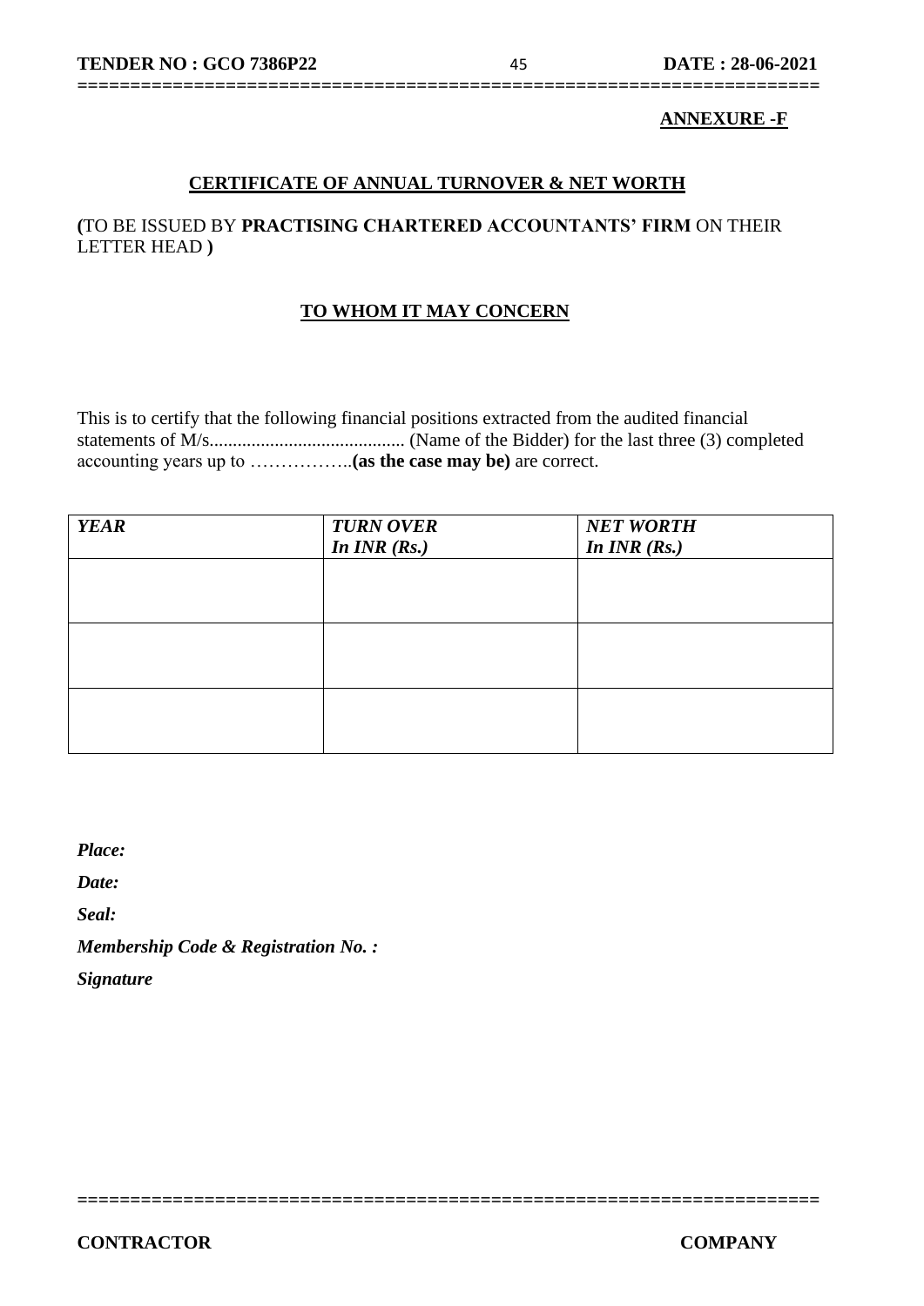**ANNEXURE -F**

## CERTIFICATE OF ANNUAL TURNOVER & NET WORTH

**(**TO BE ISSUED BY **PRACTISING CHARTERED ACCOUNTANTS' FIRM** ON THEIR LETTER HEAD **)**

### TO WHOM IT MAY CONCERN

This is to certify that the following financial positions extracted from the audited financial statements of M/s.......................................... (Name of the Bidder) for the last three (3) completed accounting years up to ……………..**(as the case may be)** are correct.

| ***YEAR*** | ***TURN OVER In INR (Rs.)*** | ***NET WORTH In INR (Rs.)*** |
|---|---|---|
| | | |
| | | |
| | | |

***Place:***

***Date:***

***Seal:***

***Membership Code & Registration No. :***

***Signature***

**CONTRACTOR** **COMPANY**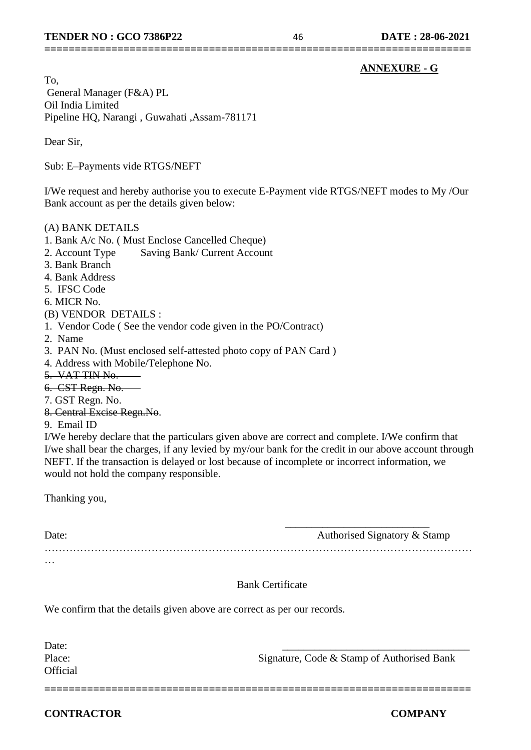**ANNEXURE - G**

To,
General Manager (F&A) PL
Oil India Limited
Pipeline HQ, Narangi , Guwahati ,Assam-781171

Dear Sir,

Sub: E–Payments vide RTGS/NEFT

I/We request and hereby authorise you to execute E-Payment vide RTGS/NEFT modes to My /Our Bank account as per the details given below:

(A) BANK DETAILS

1. Bank A/c No. ( Must Enclose Cancelled Cheque)
2. Account Type    Saving Bank/ Current Account
3. Bank Branch
4. Bank Address
5. IFSC Code
6. MICR No.

(B) VENDOR DETAILS :

1. Vendor Code ( See the vendor code given in the PO/Contract)
2. Name
3. PAN No. (Must enclosed self-attested photo copy of PAN Card )
4. Address with Mobile/Telephone No.
5. ~~VAT TIN No.~~
6. ~~CST Regn. No.~~
7. GST Regn. No.
8. ~~Central Excise Regn.No~~.
9. Email ID

I/We hereby declare that the particulars given above are correct and complete. I/We confirm that I/we shall bear the charges, if any levied by my/our bank for the credit in our above account through NEFT. If the transaction is delayed or lost because of incomplete or incorrect information, we would not hold the company responsible.

Thanking you,

Date: ___________________________ Authorised Signatory & Stamp

…………………………………………………………………………………………………………

Bank Certificate

We confirm that the details given above are correct as per our records.

Date:
Place: ___________________________ Signature, Code & Stamp of Authorised Bank Official

**CONTRACTOR** **COMPANY**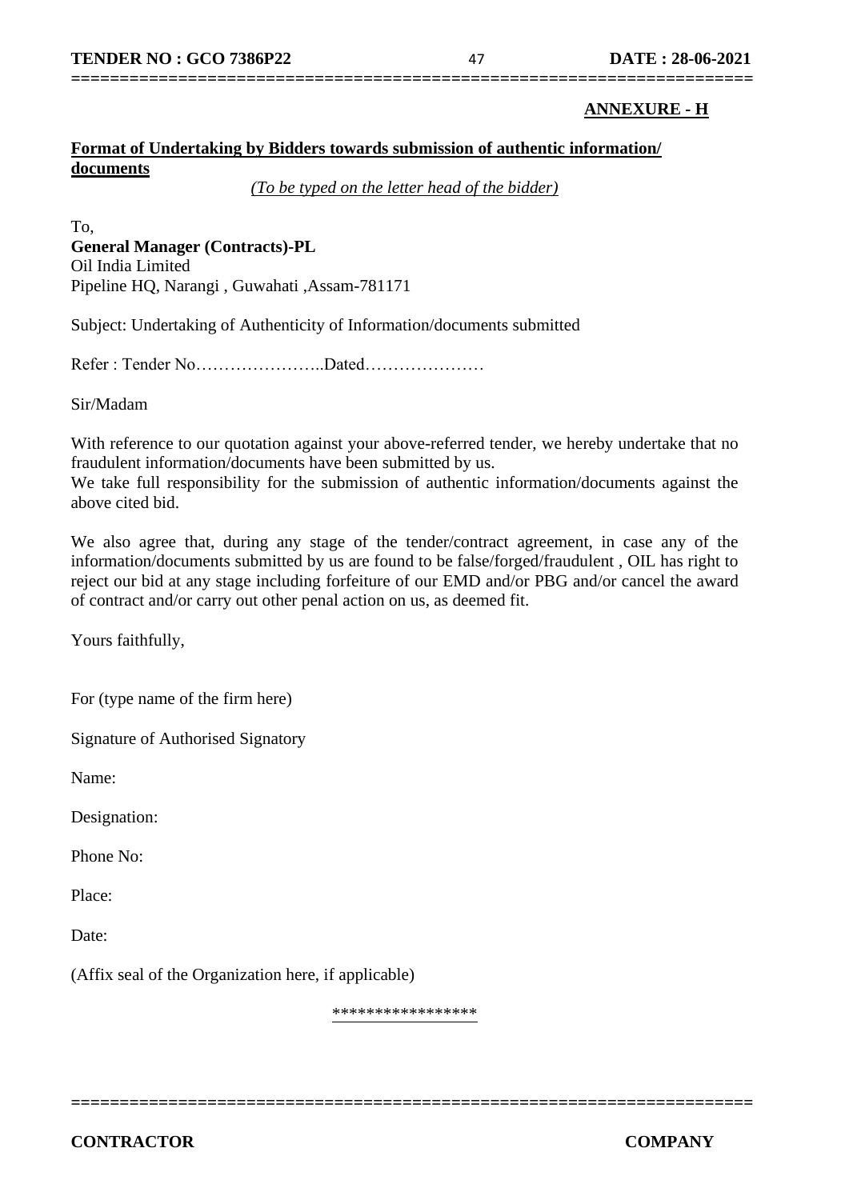**ANNEXURE - H**

**Format of Undertaking by Bidders towards submission of authentic information/ documents**

*(To be typed on the letter head of the bidder)*

To,
**General Manager (Contracts)-PL**
Oil India Limited
Pipeline HQ, Narangi , Guwahati ,Assam-781171

Subject: Undertaking of Authenticity of Information/documents submitted

Refer : Tender No…………………..Dated…………………

Sir/Madam

With reference to our quotation against your above-referred tender, we hereby undertake that no fraudulent information/documents have been submitted by us.
We take full responsibility for the submission of authentic information/documents against the above cited bid.

We also agree that, during any stage of the tender/contract agreement, in case any of the information/documents submitted by us are found to be false/forged/fraudulent , OIL has right to reject our bid at any stage including forfeiture of our EMD and/or PBG and/or cancel the award of contract and/or carry out other penal action on us, as deemed fit.

Yours faithfully,

For (type name of the firm here)

Signature of Authorised Signatory

Name:

Designation:

Phone No:

Place:

Date:

(Affix seal of the Organization here, if applicable)

*****************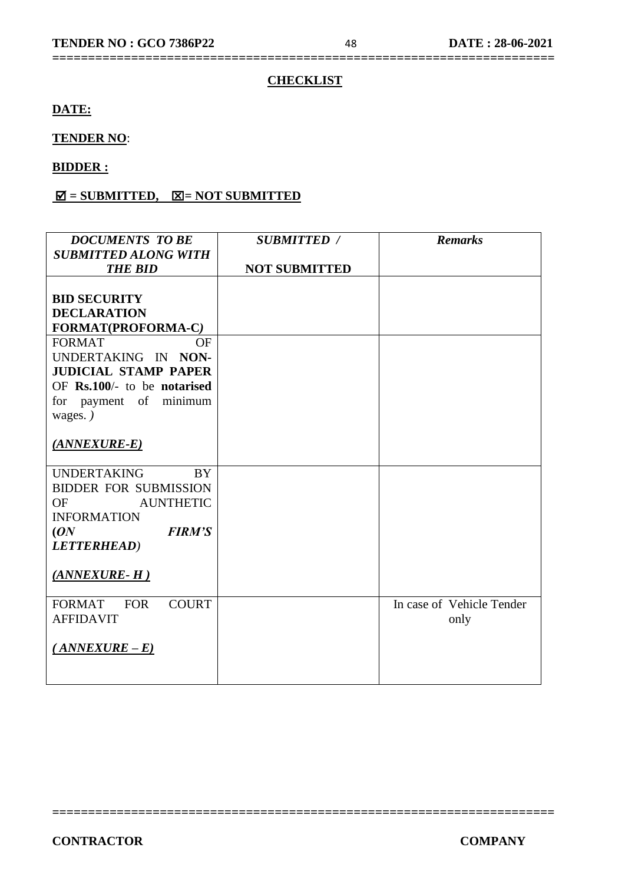## CHECKLIST

**DATE:**

**TENDER NO**:

**BIDDER :**

**☑ = SUBMITTED, ☒= NOT SUBMITTED**

| ***DOCUMENTS TO BE SUBMITTED ALONG WITH THE BID*** | ***SUBMITTED /*** **NOT SUBMITTED** | ***Remarks*** |
|---|---|---|
| **BID SECURITY DECLARATION FORMAT(PROFORMA-C*)*** | | |
| FORMAT OF UNDERTAKING IN **NON-JUDICIAL STAMP PAPER** OF **Rs.100**/- to be **notarised** for payment of minimum wages. *)* ***(ANNEXURE-E)*** | | |
| UNDERTAKING BY BIDDER FOR SUBMISSION OF AUNTHETIC INFORMATION **(*ON FIRM'S LETTERHEAD*)** ***(ANNEXURE- H )*** | | |
| FORMAT FOR COURT AFFIDAVIT ***( ANNEXURE – E)*** | | In case of Vehicle Tender only |

**CONTRACTOR** **COMPANY**